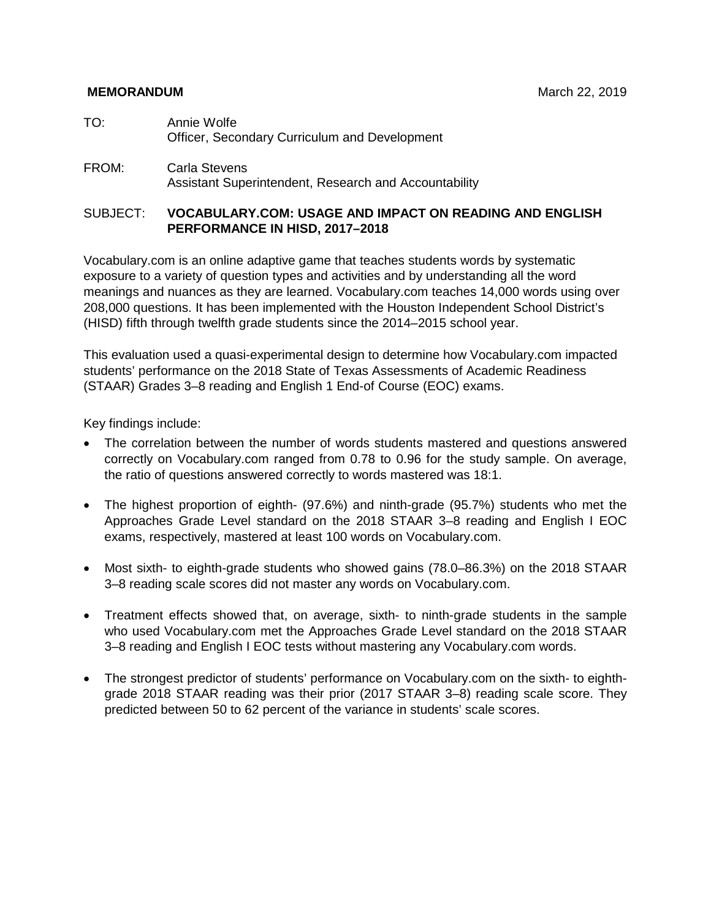**MEMORANDUM** March 22, 2019

TO: Annie Wolfe
Officer, Secondary Curriculum and Development

FROM: Carla Stevens
Assistant Superintendent, Research and Accountability

SUBJECT: **VOCABULARY.COM: USAGE AND IMPACT ON READING AND ENGLISH PERFORMANCE IN HISD, 2017–2018**

Vocabulary.com is an online adaptive game that teaches students words by systematic exposure to a variety of question types and activities and by understanding all the word meanings and nuances as they are learned. Vocabulary.com teaches 14,000 words using over 208,000 questions. It has been implemented with the Houston Independent School District's (HISD) fifth through twelfth grade students since the 2014–2015 school year.

This evaluation used a quasi-experimental design to determine how Vocabulary.com impacted students' performance on the 2018 State of Texas Assessments of Academic Readiness (STAAR) Grades 3–8 reading and English 1 End-of Course (EOC) exams.

Key findings include:

- The correlation between the number of words students mastered and questions answered correctly on Vocabulary.com ranged from 0.78 to 0.96 for the study sample. On average, the ratio of questions answered correctly to words mastered was 18:1.
- The highest proportion of eighth- (97.6%) and ninth-grade (95.7%) students who met the Approaches Grade Level standard on the 2018 STAAR 3–8 reading and English I EOC exams, respectively, mastered at least 100 words on Vocabulary.com.
- Most sixth- to eighth-grade students who showed gains (78.0–86.3%) on the 2018 STAAR 3–8 reading scale scores did not master any words on Vocabulary.com.
- Treatment effects showed that, on average, sixth- to ninth-grade students in the sample who used Vocabulary.com met the Approaches Grade Level standard on the 2018 STAAR 3–8 reading and English I EOC tests without mastering any Vocabulary.com words.
- The strongest predictor of students' performance on Vocabulary.com on the sixth- to eighth-grade 2018 STAAR reading was their prior (2017 STAAR 3–8) reading scale score. They predicted between 50 to 62 percent of the variance in students' scale scores.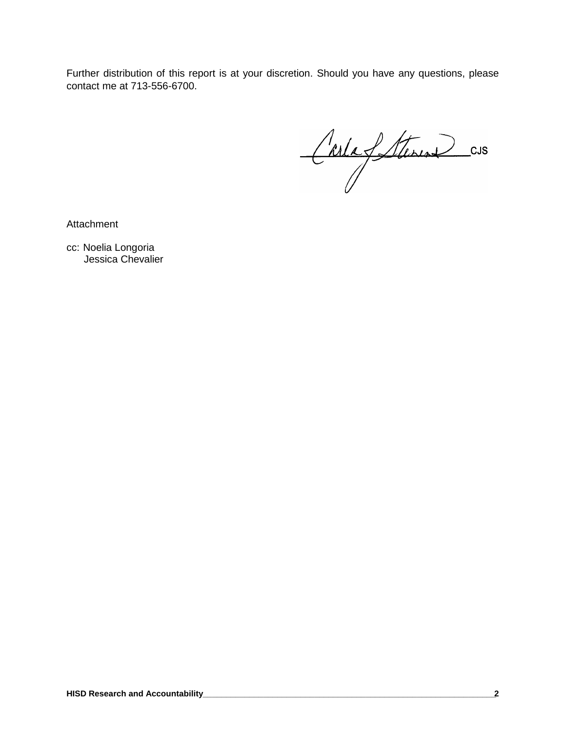Further distribution of this report is at your discretion. Should you have any questions, please contact me at 713-556-6700.

CJS

Attachment

cc: Noelia Longoria
    Jessica Chevalier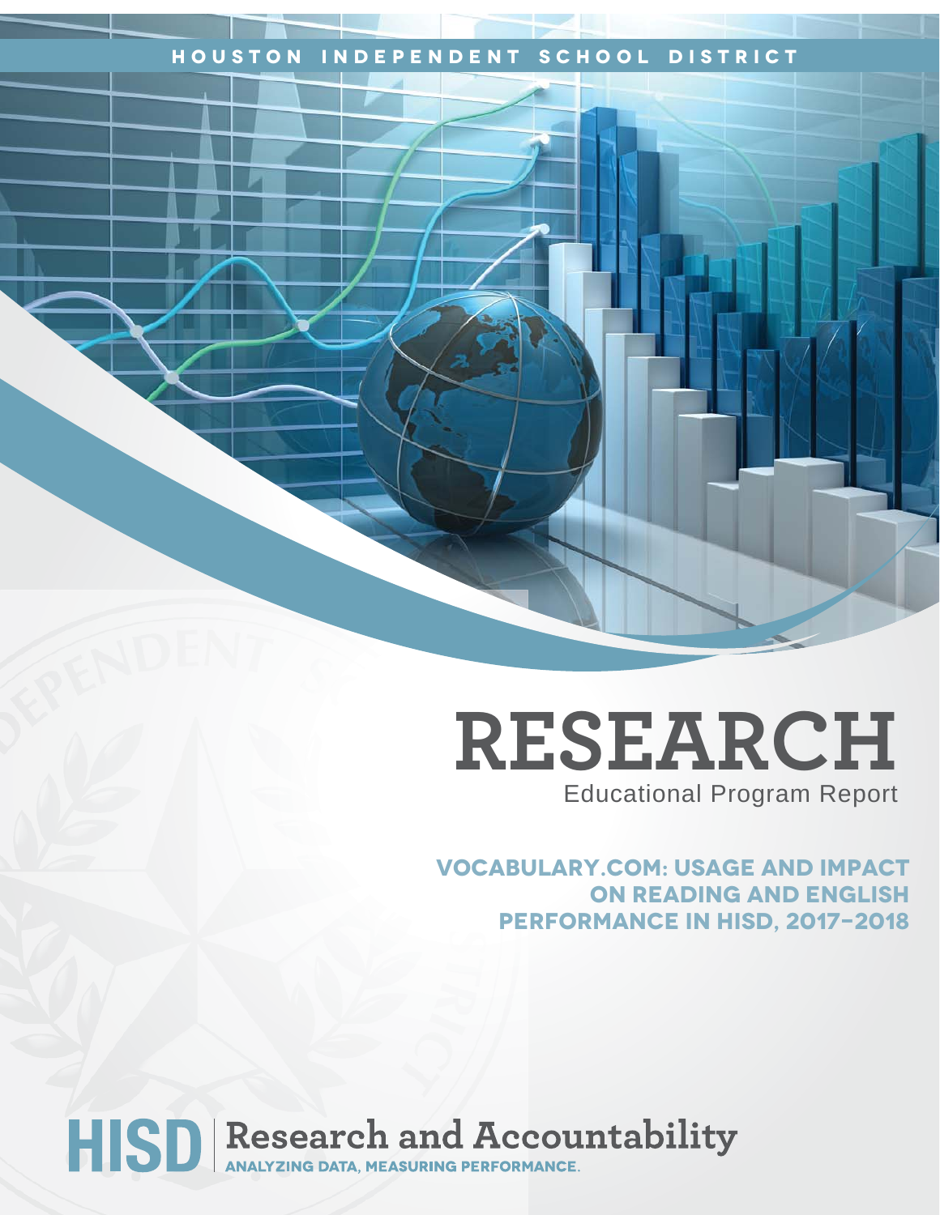HOUSTON INDEPENDENT SCHOOL DISTRICT

# RESEARCH

Educational Program Report

## VOCABULARY.COM: USAGE AND IMPACT ON READING AND ENGLISH PERFORMANCE IN HISD, 2017–2018

HISD | Research and Accountability

ANALYZING DATA, MEASURING PERFORMANCE.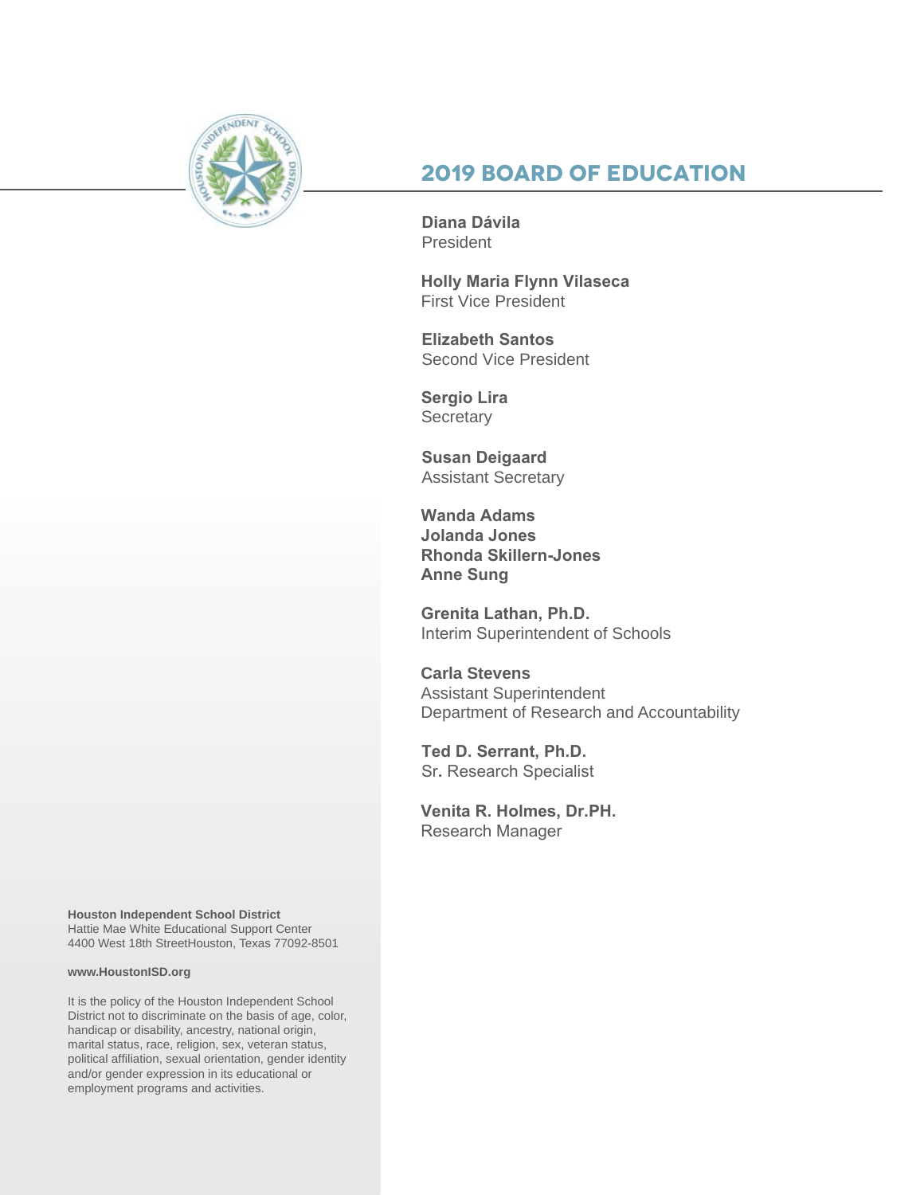# 2019 BOARD OF EDUCATION

**Diana Dávila**
President

**Holly Maria Flynn Vilaseca**
First Vice President

**Elizabeth Santos**
Second Vice President

**Sergio Lira**
Secretary

**Susan Deigaard**
Assistant Secretary

**Wanda Adams**
**Jolanda Jones**
**Rhonda Skillern-Jones**
**Anne Sung**

**Grenita Lathan, Ph.D.**
Interim Superintendent of Schools

**Carla Stevens**
Assistant Superintendent
Department of Research and Accountability

**Ted D. Serrant, Ph.D.**
Sr. Research Specialist

**Venita R. Holmes, Dr.PH.**
Research Manager

**Houston Independent School District**
Hattie Mae White Educational Support Center
4400 West 18th StreetHouston, Texas 77092-8501

**www.HoustonISD.org**

It is the policy of the Houston Independent School District not to discriminate on the basis of age, color, handicap or disability, ancestry, national origin, marital status, race, religion, sex, veteran status, political affiliation, sexual orientation, gender identity and/or gender expression in its educational or employment programs and activities.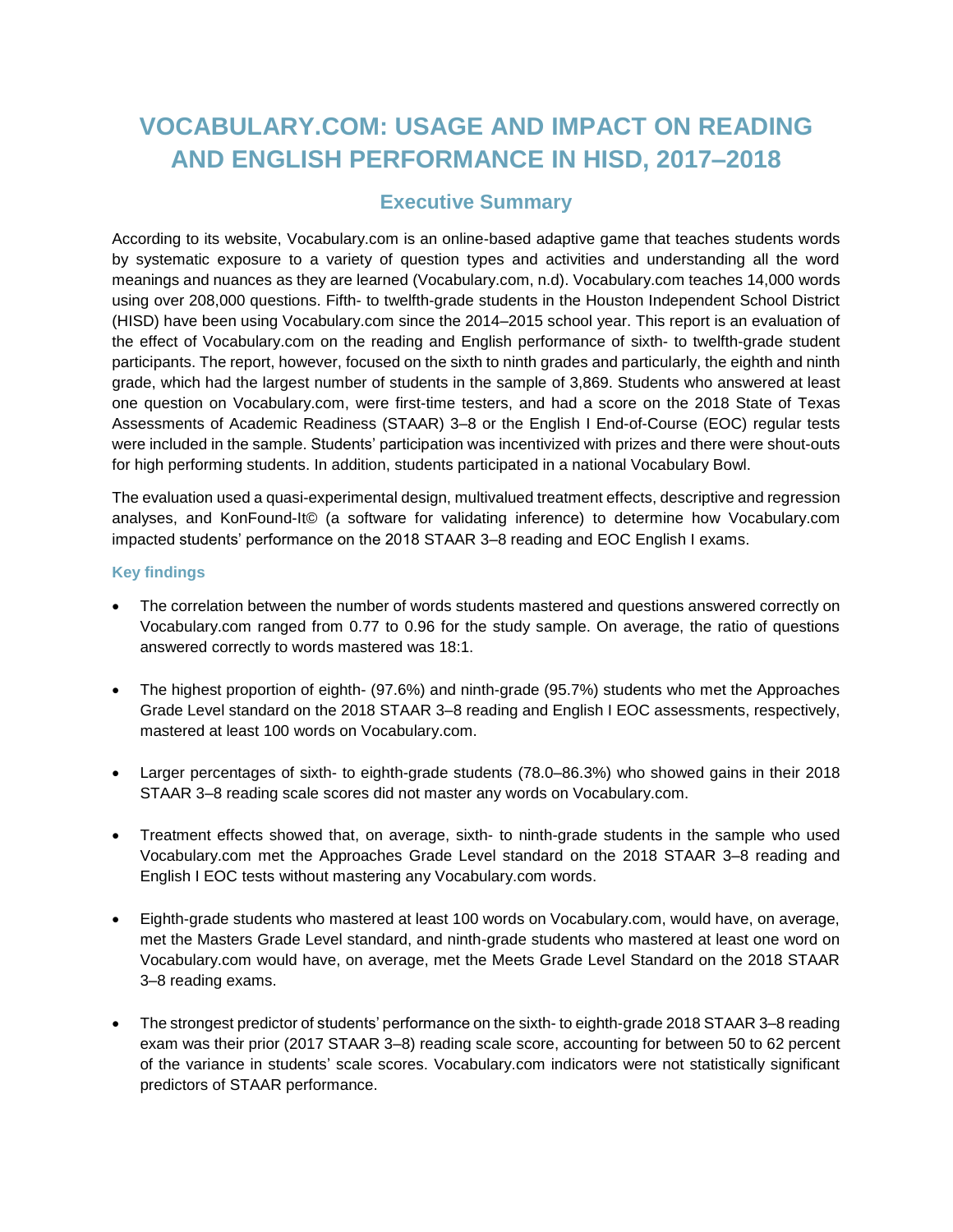# VOCABULARY.COM: USAGE AND IMPACT ON READING AND ENGLISH PERFORMANCE IN HISD, 2017–2018

## Executive Summary

According to its website, Vocabulary.com is an online-based adaptive game that teaches students words by systematic exposure to a variety of question types and activities and understanding all the word meanings and nuances as they are learned (Vocabulary.com, n.d). Vocabulary.com teaches 14,000 words using over 208,000 questions. Fifth- to twelfth-grade students in the Houston Independent School District (HISD) have been using Vocabulary.com since the 2014–2015 school year. This report is an evaluation of the effect of Vocabulary.com on the reading and English performance of sixth- to twelfth-grade student participants. The report, however, focused on the sixth to ninth grades and particularly, the eighth and ninth grade, which had the largest number of students in the sample of 3,869. Students who answered at least one question on Vocabulary.com, were first-time testers, and had a score on the 2018 State of Texas Assessments of Academic Readiness (STAAR) 3–8 or the English I End-of-Course (EOC) regular tests were included in the sample. Students' participation was incentivized with prizes and there were shout-outs for high performing students. In addition, students participated in a national Vocabulary Bowl.

The evaluation used a quasi-experimental design, multivalued treatment effects, descriptive and regression analyses, and KonFound-It© (a software for validating inference) to determine how Vocabulary.com impacted students' performance on the 2018 STAAR 3–8 reading and EOC English I exams.

### Key findings

- The correlation between the number of words students mastered and questions answered correctly on Vocabulary.com ranged from 0.77 to 0.96 for the study sample. On average, the ratio of questions answered correctly to words mastered was 18:1.
- The highest proportion of eighth- (97.6%) and ninth-grade (95.7%) students who met the Approaches Grade Level standard on the 2018 STAAR 3–8 reading and English I EOC assessments, respectively, mastered at least 100 words on Vocabulary.com.
- Larger percentages of sixth- to eighth-grade students (78.0–86.3%) who showed gains in their 2018 STAAR 3–8 reading scale scores did not master any words on Vocabulary.com.
- Treatment effects showed that, on average, sixth- to ninth-grade students in the sample who used Vocabulary.com met the Approaches Grade Level standard on the 2018 STAAR 3–8 reading and English I EOC tests without mastering any Vocabulary.com words.
- Eighth-grade students who mastered at least 100 words on Vocabulary.com, would have, on average, met the Masters Grade Level standard, and ninth-grade students who mastered at least one word on Vocabulary.com would have, on average, met the Meets Grade Level Standard on the 2018 STAAR 3–8 reading exams.
- The strongest predictor of students' performance on the sixth- to eighth-grade 2018 STAAR 3–8 reading exam was their prior (2017 STAAR 3–8) reading scale score, accounting for between 50 to 62 percent of the variance in students' scale scores. Vocabulary.com indicators were not statistically significant predictors of STAAR performance.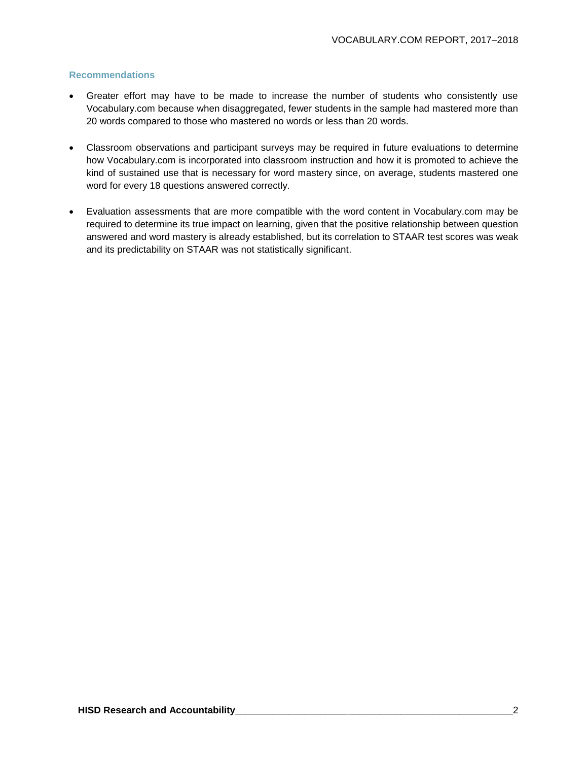### Recommendations

- Greater effort may have to be made to increase the number of students who consistently use Vocabulary.com because when disaggregated, fewer students in the sample had mastered more than 20 words compared to those who mastered no words or less than 20 words.

- Classroom observations and participant surveys may be required in future evaluations to determine how Vocabulary.com is incorporated into classroom instruction and how it is promoted to achieve the kind of sustained use that is necessary for word mastery since, on average, students mastered one word for every 18 questions answered correctly.

- Evaluation assessments that are more compatible with the word content in Vocabulary.com may be required to determine its true impact on learning, given that the positive relationship between question answered and word mastery is already established, but its correlation to STAAR test scores was weak and its predictability on STAAR was not statistically significant.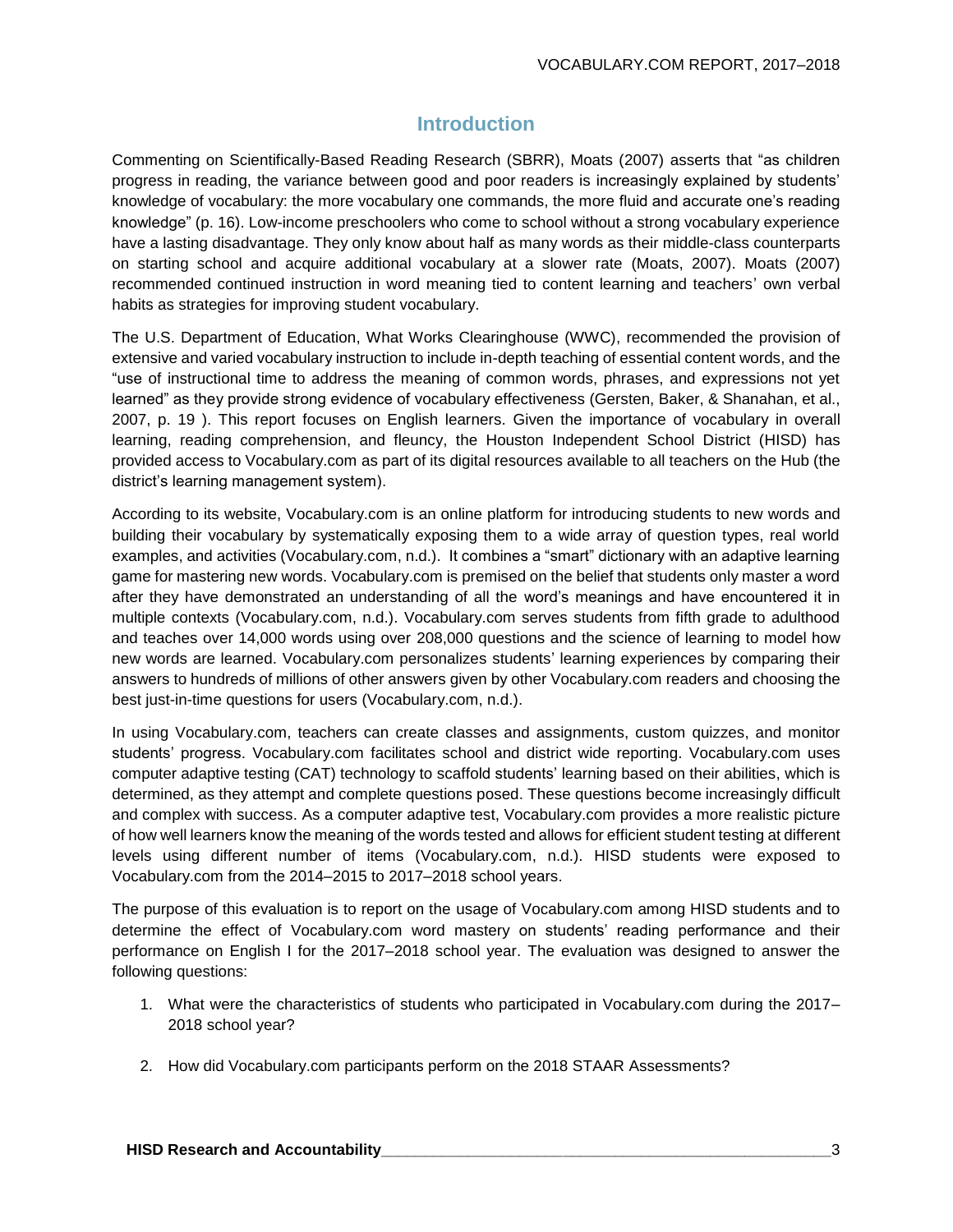## Introduction

Commenting on Scientifically-Based Reading Research (SBRR), Moats (2007) asserts that "as children progress in reading, the variance between good and poor readers is increasingly explained by students' knowledge of vocabulary: the more vocabulary one commands, the more fluid and accurate one's reading knowledge" (p. 16). Low-income preschoolers who come to school without a strong vocabulary experience have a lasting disadvantage. They only know about half as many words as their middle-class counterparts on starting school and acquire additional vocabulary at a slower rate (Moats, 2007). Moats (2007) recommended continued instruction in word meaning tied to content learning and teachers' own verbal habits as strategies for improving student vocabulary.

The U.S. Department of Education, What Works Clearinghouse (WWC), recommended the provision of extensive and varied vocabulary instruction to include in-depth teaching of essential content words, and the "use of instructional time to address the meaning of common words, phrases, and expressions not yet learned" as they provide strong evidence of vocabulary effectiveness (Gersten, Baker, & Shanahan, et al., 2007, p. 19 ). This report focuses on English learners. Given the importance of vocabulary in overall learning, reading comprehension, and fleuncy, the Houston Independent School District (HISD) has provided access to Vocabulary.com as part of its digital resources available to all teachers on the Hub (the district's learning management system).

According to its website, Vocabulary.com is an online platform for introducing students to new words and building their vocabulary by systematically exposing them to a wide array of question types, real world examples, and activities (Vocabulary.com, n.d.). It combines a "smart" dictionary with an adaptive learning game for mastering new words. Vocabulary.com is premised on the belief that students only master a word after they have demonstrated an understanding of all the word's meanings and have encountered it in multiple contexts (Vocabulary.com, n.d.). Vocabulary.com serves students from fifth grade to adulthood and teaches over 14,000 words using over 208,000 questions and the science of learning to model how new words are learned. Vocabulary.com personalizes students' learning experiences by comparing their answers to hundreds of millions of other answers given by other Vocabulary.com readers and choosing the best just-in-time questions for users (Vocabulary.com, n.d.).

In using Vocabulary.com, teachers can create classes and assignments, custom quizzes, and monitor students' progress. Vocabulary.com facilitates school and district wide reporting. Vocabulary.com uses computer adaptive testing (CAT) technology to scaffold students' learning based on their abilities, which is determined, as they attempt and complete questions posed. These questions become increasingly difficult and complex with success. As a computer adaptive test, Vocabulary.com provides a more realistic picture of how well learners know the meaning of the words tested and allows for efficient student testing at different levels using different number of items (Vocabulary.com, n.d.). HISD students were exposed to Vocabulary.com from the 2014–2015 to 2017–2018 school years.

The purpose of this evaluation is to report on the usage of Vocabulary.com among HISD students and to determine the effect of Vocabulary.com word mastery on students' reading performance and their performance on English I for the 2017–2018 school year. The evaluation was designed to answer the following questions:

1. What were the characteristics of students who participated in Vocabulary.com during the 2017–2018 school year?

2. How did Vocabulary.com participants perform on the 2018 STAAR Assessments?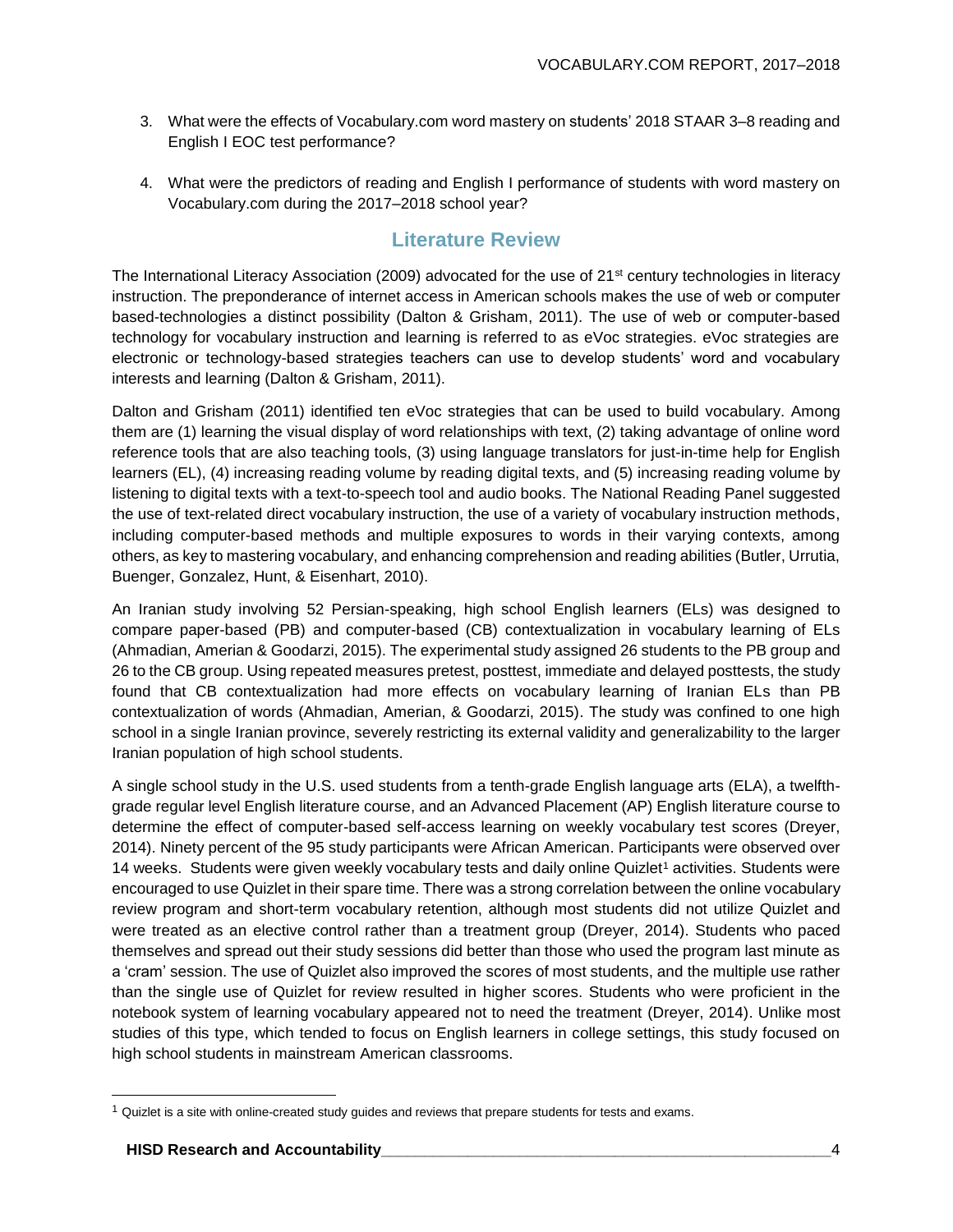3. What were the effects of Vocabulary.com word mastery on students' 2018 STAAR 3–8 reading and English I EOC test performance?

4. What were the predictors of reading and English I performance of students with word mastery on Vocabulary.com during the 2017–2018 school year?

## Literature Review

The International Literacy Association (2009) advocated for the use of 21st century technologies in literacy instruction. The preponderance of internet access in American schools makes the use of web or computer based-technologies a distinct possibility (Dalton & Grisham, 2011). The use of web or computer-based technology for vocabulary instruction and learning is referred to as eVoc strategies. eVoc strategies are electronic or technology-based strategies teachers can use to develop students' word and vocabulary interests and learning (Dalton & Grisham, 2011).

Dalton and Grisham (2011) identified ten eVoc strategies that can be used to build vocabulary. Among them are (1) learning the visual display of word relationships with text, (2) taking advantage of online word reference tools that are also teaching tools, (3) using language translators for just-in-time help for English learners (EL), (4) increasing reading volume by reading digital texts, and (5) increasing reading volume by listening to digital texts with a text-to-speech tool and audio books. The National Reading Panel suggested the use of text-related direct vocabulary instruction, the use of a variety of vocabulary instruction methods, including computer-based methods and multiple exposures to words in their varying contexts, among others, as key to mastering vocabulary, and enhancing comprehension and reading abilities (Butler, Urrutia, Buenger, Gonzalez, Hunt, & Eisenhart, 2010).

An Iranian study involving 52 Persian-speaking, high school English learners (ELs) was designed to compare paper-based (PB) and computer-based (CB) contextualization in vocabulary learning of ELs (Ahmadian, Amerian & Goodarzi, 2015). The experimental study assigned 26 students to the PB group and 26 to the CB group. Using repeated measures pretest, posttest, immediate and delayed posttests, the study found that CB contextualization had more effects on vocabulary learning of Iranian ELs than PB contextualization of words (Ahmadian, Amerian, & Goodarzi, 2015). The study was confined to one high school in a single Iranian province, severely restricting its external validity and generalizability to the larger Iranian population of high school students.

A single school study in the U.S. used students from a tenth-grade English language arts (ELA), a twelfth-grade regular level English literature course, and an Advanced Placement (AP) English literature course to determine the effect of computer-based self-access learning on weekly vocabulary test scores (Dreyer, 2014). Ninety percent of the 95 study participants were African American. Participants were observed over 14 weeks. Students were given weekly vocabulary tests and daily online Quizlet[1] activities. Students were encouraged to use Quizlet in their spare time. There was a strong correlation between the online vocabulary review program and short-term vocabulary retention, although most students did not utilize Quizlet and were treated as an elective control rather than a treatment group (Dreyer, 2014). Students who paced themselves and spread out their study sessions did better than those who used the program last minute as a 'cram' session. The use of Quizlet also improved the scores of most students, and the multiple use rather than the single use of Quizlet for review resulted in higher scores. Students who were proficient in the notebook system of learning vocabulary appeared not to need the treatment (Dreyer, 2014). Unlike most studies of this type, which tended to focus on English learners in college settings, this study focused on high school students in mainstream American classrooms.

[1] Quizlet is a site with online-created study guides and reviews that prepare students for tests and exams.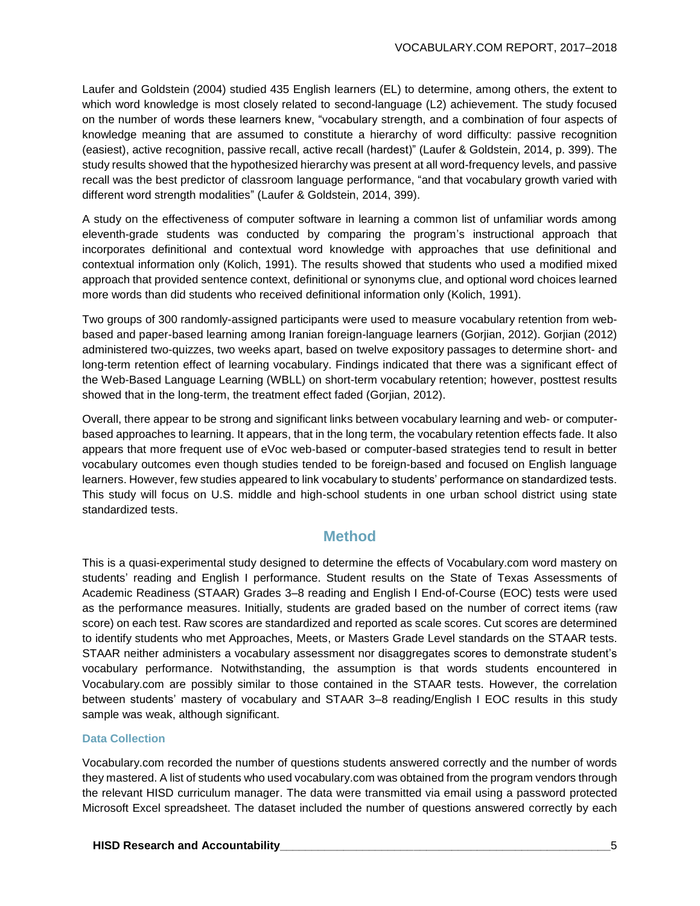Laufer and Goldstein (2004) studied 435 English learners (EL) to determine, among others, the extent to which word knowledge is most closely related to second-language (L2) achievement. The study focused on the number of words these learners knew, "vocabulary strength, and a combination of four aspects of knowledge meaning that are assumed to constitute a hierarchy of word difficulty: passive recognition (easiest), active recognition, passive recall, active recall (hardest)" (Laufer & Goldstein, 2014, p. 399). The study results showed that the hypothesized hierarchy was present at all word-frequency levels, and passive recall was the best predictor of classroom language performance, "and that vocabulary growth varied with different word strength modalities" (Laufer & Goldstein, 2014, 399).

A study on the effectiveness of computer software in learning a common list of unfamiliar words among eleventh-grade students was conducted by comparing the program's instructional approach that incorporates definitional and contextual word knowledge with approaches that use definitional and contextual information only (Kolich, 1991). The results showed that students who used a modified mixed approach that provided sentence context, definitional or synonyms clue, and optional word choices learned more words than did students who received definitional information only (Kolich, 1991).

Two groups of 300 randomly-assigned participants were used to measure vocabulary retention from web-based and paper-based learning among Iranian foreign-language learners (Gorjian, 2012). Gorjian (2012) administered two-quizzes, two weeks apart, based on twelve expository passages to determine short- and long-term retention effect of learning vocabulary. Findings indicated that there was a significant effect of the Web-Based Language Learning (WBLL) on short-term vocabulary retention; however, posttest results showed that in the long-term, the treatment effect faded (Gorjian, 2012).

Overall, there appear to be strong and significant links between vocabulary learning and web- or computer-based approaches to learning. It appears, that in the long term, the vocabulary retention effects fade. It also appears that more frequent use of eVoc web-based or computer-based strategies tend to result in better vocabulary outcomes even though studies tended to be foreign-based and focused on English language learners. However, few studies appeared to link vocabulary to students' performance on standardized tests. This study will focus on U.S. middle and high-school students in one urban school district using state standardized tests.

## Method

This is a quasi-experimental study designed to determine the effects of Vocabulary.com word mastery on students' reading and English I performance. Student results on the State of Texas Assessments of Academic Readiness (STAAR) Grades 3–8 reading and English I End-of-Course (EOC) tests were used as the performance measures. Initially, students are graded based on the number of correct items (raw score) on each test. Raw scores are standardized and reported as scale scores. Cut scores are determined to identify students who met Approaches, Meets, or Masters Grade Level standards on the STAAR tests. STAAR neither administers a vocabulary assessment nor disaggregates scores to demonstrate student's vocabulary performance. Notwithstanding, the assumption is that words students encountered in Vocabulary.com are possibly similar to those contained in the STAAR tests. However, the correlation between students' mastery of vocabulary and STAAR 3–8 reading/English I EOC results in this study sample was weak, although significant.

### Data Collection

Vocabulary.com recorded the number of questions students answered correctly and the number of words they mastered. A list of students who used vocabulary.com was obtained from the program vendors through the relevant HISD curriculum manager. The data were transmitted via email using a password protected Microsoft Excel spreadsheet. The dataset included the number of questions answered correctly by each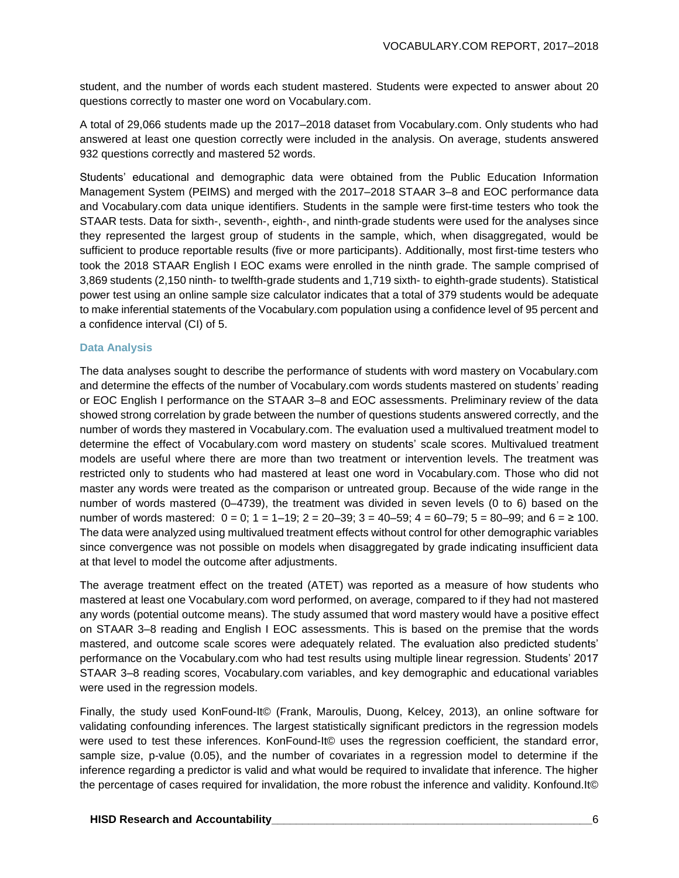student, and the number of words each student mastered. Students were expected to answer about 20 questions correctly to master one word on Vocabulary.com.

A total of 29,066 students made up the 2017–2018 dataset from Vocabulary.com. Only students who had answered at least one question correctly were included in the analysis. On average, students answered 932 questions correctly and mastered 52 words.

Students' educational and demographic data were obtained from the Public Education Information Management System (PEIMS) and merged with the 2017–2018 STAAR 3–8 and EOC performance data and Vocabulary.com data unique identifiers. Students in the sample were first-time testers who took the STAAR tests. Data for sixth-, seventh-, eighth-, and ninth-grade students were used for the analyses since they represented the largest group of students in the sample, which, when disaggregated, would be sufficient to produce reportable results (five or more participants). Additionally, most first-time testers who took the 2018 STAAR English I EOC exams were enrolled in the ninth grade. The sample comprised of 3,869 students (2,150 ninth- to twelfth-grade students and 1,719 sixth- to eighth-grade students). Statistical power test using an online sample size calculator indicates that a total of 379 students would be adequate to make inferential statements of the Vocabulary.com population using a confidence level of 95 percent and a confidence interval (CI) of 5.

### Data Analysis

The data analyses sought to describe the performance of students with word mastery on Vocabulary.com and determine the effects of the number of Vocabulary.com words students mastered on students' reading or EOC English I performance on the STAAR 3–8 and EOC assessments. Preliminary review of the data showed strong correlation by grade between the number of questions students answered correctly, and the number of words they mastered in Vocabulary.com. The evaluation used a multivalued treatment model to determine the effect of Vocabulary.com word mastery on students' scale scores. Multivalued treatment models are useful where there are more than two treatment or intervention levels. The treatment was restricted only to students who had mastered at least one word in Vocabulary.com. Those who did not master any words were treated as the comparison or untreated group. Because of the wide range in the number of words mastered (0–4739), the treatment was divided in seven levels (0 to 6) based on the number of words mastered: 0 = 0; 1 = 1–19; 2 = 20–39; 3 = 40–59; 4 = 60–79; 5 = 80–99; and 6 = ≥ 100. The data were analyzed using multivalued treatment effects without control for other demographic variables since convergence was not possible on models when disaggregated by grade indicating insufficient data at that level to model the outcome after adjustments.

The average treatment effect on the treated (ATET) was reported as a measure of how students who mastered at least one Vocabulary.com word performed, on average, compared to if they had not mastered any words (potential outcome means). The study assumed that word mastery would have a positive effect on STAAR 3–8 reading and English I EOC assessments. This is based on the premise that the words mastered, and outcome scale scores were adequately related. The evaluation also predicted students' performance on the Vocabulary.com who had test results using multiple linear regression. Students' 2017 STAAR 3–8 reading scores, Vocabulary.com variables, and key demographic and educational variables were used in the regression models.

Finally, the study used KonFound-It© (Frank, Maroulis, Duong, Kelcey, 2013), an online software for validating confounding inferences. The largest statistically significant predictors in the regression models were used to test these inferences. KonFound-It© uses the regression coefficient, the standard error, sample size, p-value (0.05), and the number of covariates in a regression model to determine if the inference regarding a predictor is valid and what would be required to invalidate that inference. The higher the percentage of cases required for invalidation, the more robust the inference and validity. Konfound.It©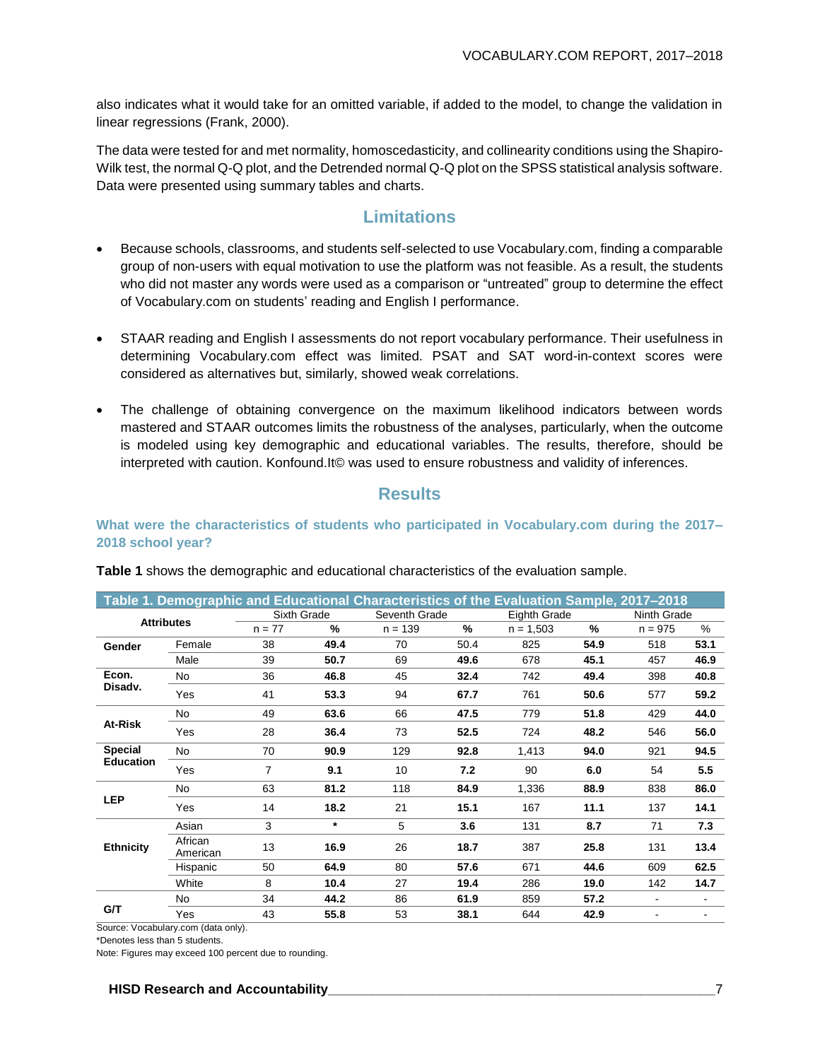also indicates what it would take for an omitted variable, if added to the model, to change the validation in linear regressions (Frank, 2000).

The data were tested for and met normality, homoscedasticity, and collinearity conditions using the Shapiro-Wilk test, the normal Q-Q plot, and the Detrended normal Q-Q plot on the SPSS statistical analysis software. Data were presented using summary tables and charts.

## Limitations

- Because schools, classrooms, and students self-selected to use Vocabulary.com, finding a comparable group of non-users with equal motivation to use the platform was not feasible. As a result, the students who did not master any words were used as a comparison or "untreated" group to determine the effect of Vocabulary.com on students' reading and English I performance.

- STAAR reading and English I assessments do not report vocabulary performance. Their usefulness in determining Vocabulary.com effect was limited. PSAT and SAT word-in-context scores were considered as alternatives but, similarly, showed weak correlations.

- The challenge of obtaining convergence on the maximum likelihood indicators between words mastered and STAAR outcomes limits the robustness of the analyses, particularly, when the outcome is modeled using key demographic and educational variables. The results, therefore, should be interpreted with caution. Konfound.It© was used to ensure robustness and validity of inferences.

## Results

### What were the characteristics of students who participated in Vocabulary.com during the 2017–2018 school year?

**Table 1** shows the demographic and educational characteristics of the evaluation sample.

**Table 1. Demographic and Educational Characteristics of the Evaluation Sample, 2017–2018**

| Attributes | | Sixth Grade | | Seventh Grade | | Eighth Grade | | Ninth Grade | |
|---|---|---|---|---|---|---|---|---|---|
| | | n = 77 | % | n = 139 | % | n = 1,503 | % | n = 975 | % |
| **Gender** | Female | 38 | **49.4** | 70 | 50.4 | 825 | **54.9** | 518 | **53.1** |
| | Male | 39 | **50.7** | 69 | **49.6** | 678 | **45.1** | 457 | **46.9** |
| **Econ. Disadv.** | No | 36 | **46.8** | 45 | **32.4** | 742 | **49.4** | 398 | **40.8** |
| | Yes | 41 | **53.3** | 94 | **67.7** | 761 | **50.6** | 577 | **59.2** |
| **At-Risk** | No | 49 | **63.6** | 66 | **47.5** | 779 | **51.8** | 429 | **44.0** |
| | Yes | 28 | **36.4** | 73 | **52.5** | 724 | **48.2** | 546 | **56.0** |
| **Special Education** | No | 70 | **90.9** | 129 | **92.8** | 1,413 | **94.0** | 921 | **94.5** |
| | Yes | 7 | **9.1** | 10 | **7.2** | 90 | **6.0** | 54 | **5.5** |
| **LEP** | No | 63 | **81.2** | 118 | **84.9** | 1,336 | **88.9** | 838 | **86.0** |
| | Yes | 14 | **18.2** | 21 | **15.1** | 167 | **11.1** | 137 | **14.1** |
| **Ethnicity** | Asian | 3 | * | 5 | **3.6** | 131 | **8.7** | 71 | **7.3** |
| | African American | 13 | **16.9** | 26 | **18.7** | 387 | **25.8** | 131 | **13.4** |
| | Hispanic | 50 | **64.9** | 80 | **57.6** | 671 | **44.6** | 609 | **62.5** |
| | White | 8 | **10.4** | 27 | **19.4** | 286 | **19.0** | 142 | **14.7** |
| **G/T** | No | 34 | **44.2** | 86 | **61.9** | 859 | **57.2** | - | - |
| | Yes | 43 | **55.8** | 53 | **38.1** | 644 | **42.9** | - | - |

Source: Vocabulary.com (data only).

*Denotes less than 5 students.

Note: Figures may exceed 100 percent due to rounding.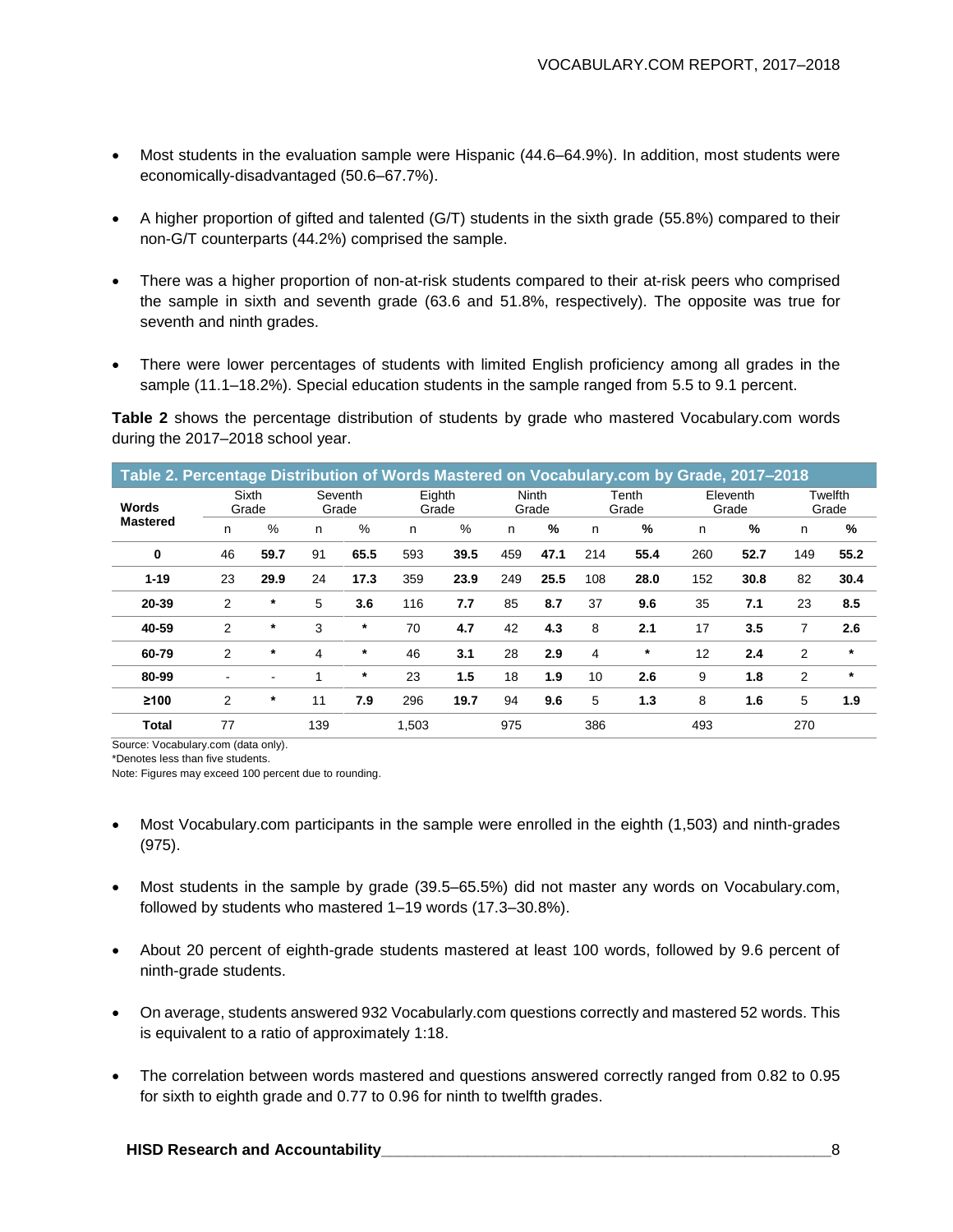- Most students in the evaluation sample were Hispanic (44.6–64.9%). In addition, most students were economically-disadvantaged (50.6–67.7%).

- A higher proportion of gifted and talented (G/T) students in the sixth grade (55.8%) compared to their non-G/T counterparts (44.2%) comprised the sample.

- There was a higher proportion of non-at-risk students compared to their at-risk peers who comprised the sample in sixth and seventh grade (63.6 and 51.8%, respectively). The opposite was true for seventh and ninth grades.

- There were lower percentages of students with limited English proficiency among all grades in the sample (11.1–18.2%). Special education students in the sample ranged from 5.5 to 9.1 percent.

**Table 2** shows the percentage distribution of students by grade who mastered Vocabulary.com words during the 2017–2018 school year.

**Table 2. Percentage Distribution of Words Mastered on Vocabulary.com by Grade, 2017–2018**

| Words Mastered | Sixth Grade | | Seventh Grade | | Eighth Grade | | Ninth Grade | | Tenth Grade | | Eleventh Grade | | Twelfth Grade | |
|---|---|---|---|---|---|---|---|---|---|---|---|---|---|---|
| | n | % | n | % | n | % | n | % | n | % | n | % | n | % |
| **0** | 46 | **59.7** | 91 | **65.5** | 593 | **39.5** | 459 | **47.1** | 214 | **55.4** | 260 | **52.7** | 149 | **55.2** |
| **1-19** | 23 | **29.9** | 24 | **17.3** | 359 | **23.9** | 249 | **25.5** | 108 | **28.0** | 152 | **30.8** | 82 | **30.4** |
| **20-39** | 2 | * | 5 | **3.6** | 116 | **7.7** | 85 | **8.7** | 37 | **9.6** | 35 | **7.1** | 23 | **8.5** |
| **40-59** | 2 | * | 3 | * | 70 | **4.7** | 42 | **4.3** | 8 | **2.1** | 17 | **3.5** | 7 | **2.6** |
| **60-79** | 2 | * | 4 | * | 46 | **3.1** | 28 | **2.9** | 4 | * | 12 | **2.4** | 2 | * |
| **80-99** | - | - | 1 | * | 23 | **1.5** | 18 | **1.9** | 10 | **2.6** | 9 | **1.8** | 2 | * |
| **≥100** | 2 | * | 11 | **7.9** | 296 | **19.7** | 94 | **9.6** | 5 | **1.3** | 8 | **1.6** | 5 | **1.9** |
| **Total** | 77 | | 139 | | 1,503 | | 975 | | 386 | | 493 | | 270 | |

Source: Vocabulary.com (data only).
*Denotes less than five students.
Note: Figures may exceed 100 percent due to rounding.

- Most Vocabulary.com participants in the sample were enrolled in the eighth (1,503) and ninth-grades (975).

- Most students in the sample by grade (39.5–65.5%) did not master any words on Vocabulary.com, followed by students who mastered 1–19 words (17.3–30.8%).

- About 20 percent of eighth-grade students mastered at least 100 words, followed by 9.6 percent of ninth-grade students.

- On average, students answered 932 Vocabularly.com questions correctly and mastered 52 words. This is equivalent to a ratio of approximately 1:18.

- The correlation between words mastered and questions answered correctly ranged from 0.82 to 0.95 for sixth to eighth grade and 0.77 to 0.96 for ninth to twelfth grades.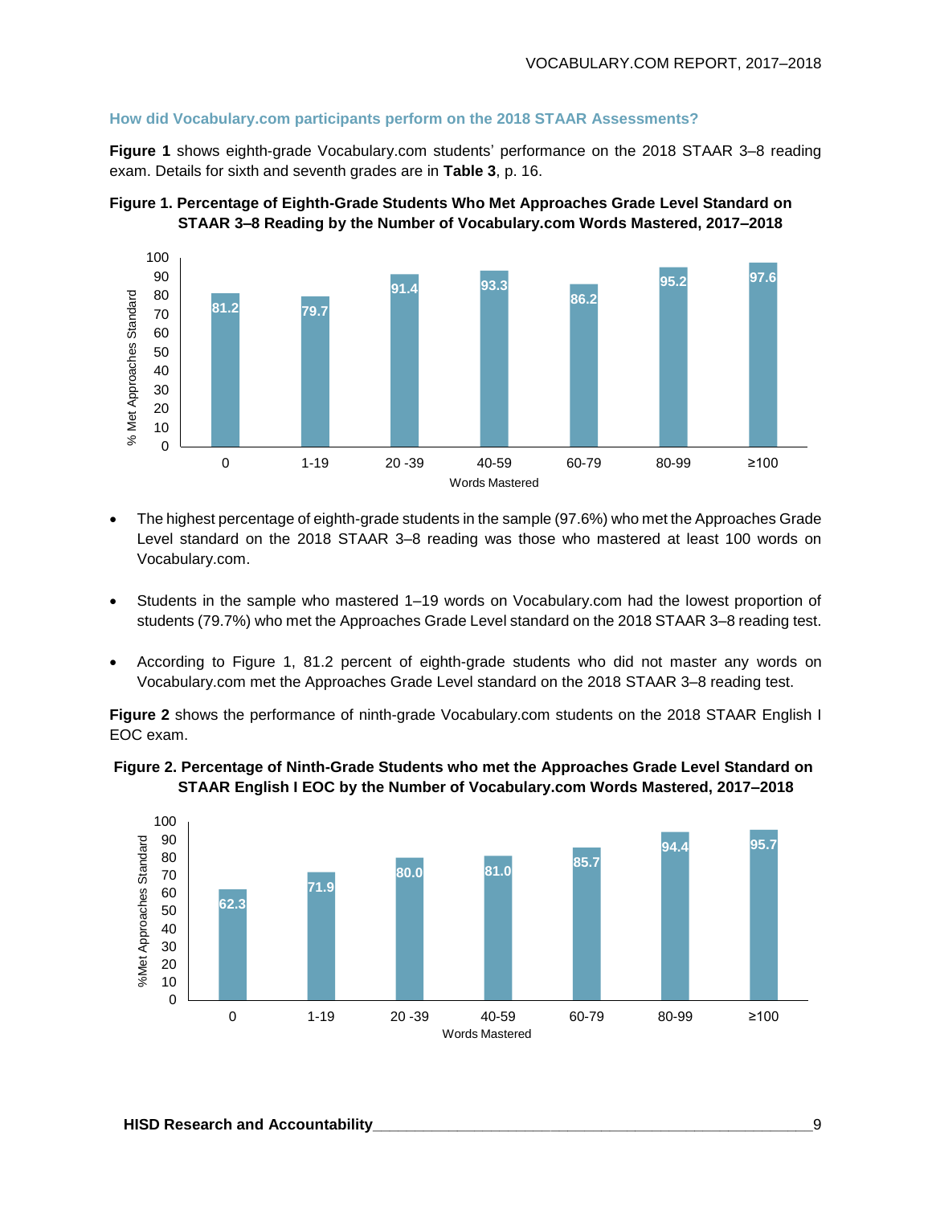### How did Vocabulary.com participants perform on the 2018 STAAR Assessments?

**Figure 1** shows eighth-grade Vocabulary.com students' performance on the 2018 STAAR 3–8 reading exam. Details for sixth and seventh grades are in **Table 3**, p. 16.

**Figure 1. Percentage of Eighth-Grade Students Who Met Approaches Grade Level Standard on STAAR 3–8 Reading by the Number of Vocabulary.com Words Mastered, 2017–2018**

| Words Mastered | % Met Approaches Standard |
|---|---|
| 0 | 81.2 |
| 1-19 | 79.7 |
| 20 -39 | 91.4 |
| 40-59 | 93.3 |
| 60-79 | 86.2 |
| 80-99 | 95.2 |
| ≥100 | 97.6 |

- The highest percentage of eighth-grade students in the sample (97.6%) who met the Approaches Grade Level standard on the 2018 STAAR 3–8 reading was those who mastered at least 100 words on Vocabulary.com.
- Students in the sample who mastered 1–19 words on Vocabulary.com had the lowest proportion of students (79.7%) who met the Approaches Grade Level standard on the 2018 STAAR 3–8 reading test.
- According to Figure 1, 81.2 percent of eighth-grade students who did not master any words on Vocabulary.com met the Approaches Grade Level standard on the 2018 STAAR 3–8 reading test.

**Figure 2** shows the performance of ninth-grade Vocabulary.com students on the 2018 STAAR English I EOC exam.

**Figure 2. Percentage of Ninth-Grade Students who met the Approaches Grade Level Standard on STAAR English I EOC by the Number of Vocabulary.com Words Mastered, 2017–2018**

| Words Mastered | %Met Approaches Standard |
|---|---|
| 0 | 62.3 |
| 1-19 | 71.9 |
| 20 -39 | 80.0 |
| 40-59 | 81.0 |
| 60-79 | 85.7 |
| 80-99 | 94.4 |
| ≥100 | 95.7 |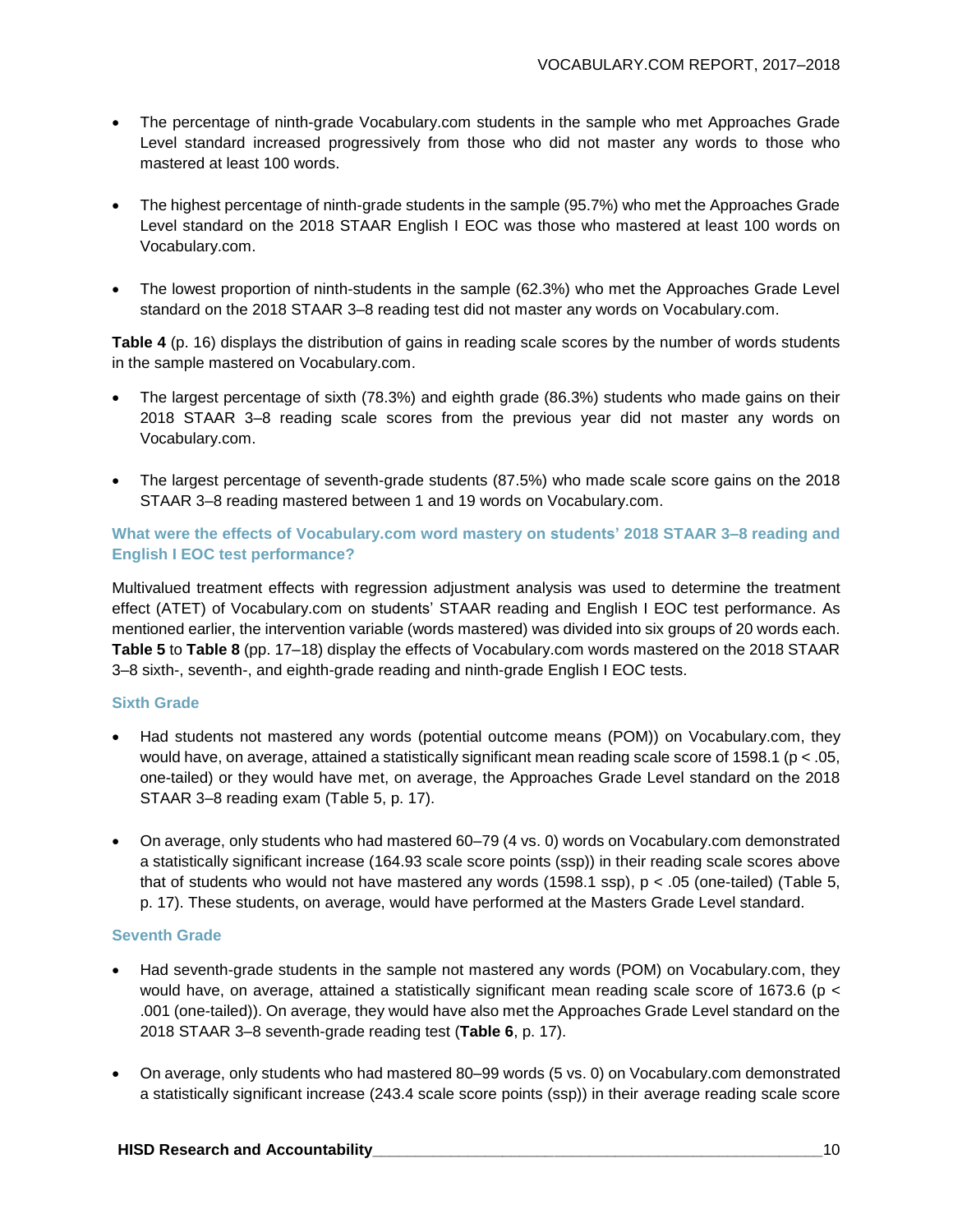- The percentage of ninth-grade Vocabulary.com students in the sample who met Approaches Grade Level standard increased progressively from those who did not master any words to those who mastered at least 100 words.

- The highest percentage of ninth-grade students in the sample (95.7%) who met the Approaches Grade Level standard on the 2018 STAAR English I EOC was those who mastered at least 100 words on Vocabulary.com.

- The lowest proportion of ninth-students in the sample (62.3%) who met the Approaches Grade Level standard on the 2018 STAAR 3–8 reading test did not master any words on Vocabulary.com.

**Table 4** (p. 16) displays the distribution of gains in reading scale scores by the number of words students in the sample mastered on Vocabulary.com.

- The largest percentage of sixth (78.3%) and eighth grade (86.3%) students who made gains on their 2018 STAAR 3–8 reading scale scores from the previous year did not master any words on Vocabulary.com.

- The largest percentage of seventh-grade students (87.5%) who made scale score gains on the 2018 STAAR 3–8 reading mastered between 1 and 19 words on Vocabulary.com.

### What were the effects of Vocabulary.com word mastery on students' 2018 STAAR 3–8 reading and English I EOC test performance?

Multivalued treatment effects with regression adjustment analysis was used to determine the treatment effect (ATET) of Vocabulary.com on students' STAAR reading and English I EOC test performance. As mentioned earlier, the intervention variable (words mastered) was divided into six groups of 20 words each. **Table 5** to **Table 8** (pp. 17–18) display the effects of Vocabulary.com words mastered on the 2018 STAAR 3–8 sixth-, seventh-, and eighth-grade reading and ninth-grade English I EOC tests.

#### Sixth Grade

- Had students not mastered any words (potential outcome means (POM)) on Vocabulary.com, they would have, on average, attained a statistically significant mean reading scale score of 1598.1 ($p < .05$, one-tailed) or they would have met, on average, the Approaches Grade Level standard on the 2018 STAAR 3–8 reading exam (Table 5, p. 17).

- On average, only students who had mastered 60–79 (4 vs. 0) words on Vocabulary.com demonstrated a statistically significant increase (164.93 scale score points (ssp)) in their reading scale scores above that of students who would not have mastered any words (1598.1 ssp), $p < .05$ (one-tailed) (Table 5, p. 17). These students, on average, would have performed at the Masters Grade Level standard.

#### Seventh Grade

- Had seventh-grade students in the sample not mastered any words (POM) on Vocabulary.com, they would have, on average, attained a statistically significant mean reading scale score of 1673.6 ($p < .001$ (one-tailed)). On average, they would have also met the Approaches Grade Level standard on the 2018 STAAR 3–8 seventh-grade reading test (**Table 6**, p. 17).

- On average, only students who had mastered 80–99 words (5 vs. 0) on Vocabulary.com demonstrated a statistically significant increase (243.4 scale score points (ssp)) in their average reading scale score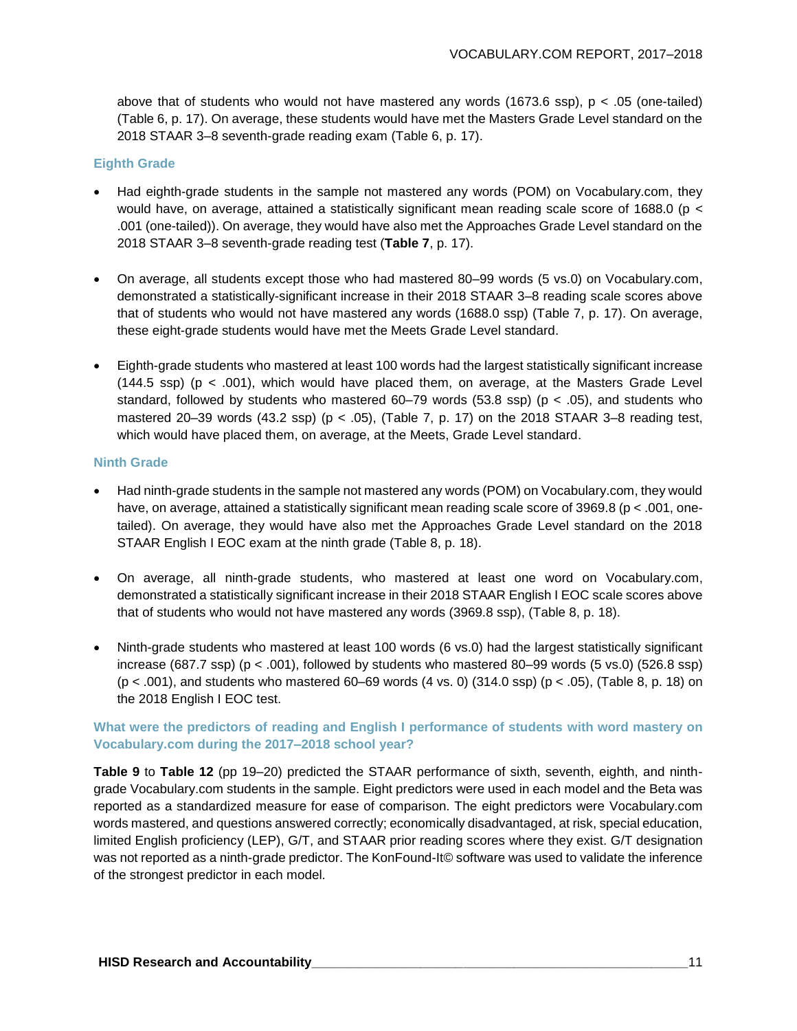above that of students who would not have mastered any words (1673.6 ssp), $p < .05$ (one-tailed) (Table 6, p. 17). On average, these students would have met the Masters Grade Level standard on the 2018 STAAR 3–8 seventh-grade reading exam (Table 6, p. 17).

### Eighth Grade

- Had eighth-grade students in the sample not mastered any words (POM) on Vocabulary.com, they would have, on average, attained a statistically significant mean reading scale score of 1688.0 ($p < .001$ (one-tailed)). On average, they would have also met the Approaches Grade Level standard on the 2018 STAAR 3–8 seventh-grade reading test (**Table 7**, p. 17).

- On average, all students except those who had mastered 80–99 words (5 vs.0) on Vocabulary.com, demonstrated a statistically-significant increase in their 2018 STAAR 3–8 reading scale scores above that of students who would not have mastered any words (1688.0 ssp) (Table 7, p. 17). On average, these eight-grade students would have met the Meets Grade Level standard.

- Eighth-grade students who mastered at least 100 words had the largest statistically significant increase (144.5 ssp) ($p < .001$), which would have placed them, on average, at the Masters Grade Level standard, followed by students who mastered 60–79 words (53.8 ssp) ($p < .05$), and students who mastered 20–39 words (43.2 ssp) ($p < .05$), (Table 7, p. 17) on the 2018 STAAR 3–8 reading test, which would have placed them, on average, at the Meets, Grade Level standard.

### Ninth Grade

- Had ninth-grade students in the sample not mastered any words (POM) on Vocabulary.com, they would have, on average, attained a statistically significant mean reading scale score of 3969.8 ($p < .001$, one-tailed). On average, they would have also met the Approaches Grade Level standard on the 2018 STAAR English I EOC exam at the ninth grade (Table 8, p. 18).

- On average, all ninth-grade students, who mastered at least one word on Vocabulary.com, demonstrated a statistically significant increase in their 2018 STAAR English I EOC scale scores above that of students who would not have mastered any words (3969.8 ssp), (Table 8, p. 18).

- Ninth-grade students who mastered at least 100 words (6 vs.0) had the largest statistically significant increase (687.7 ssp) ($p < .001$), followed by students who mastered 80–99 words (5 vs.0) (526.8 ssp) ($p < .001$), and students who mastered 60–69 words (4 vs. 0) (314.0 ssp) ($p < .05$), (Table 8, p. 18) on the 2018 English I EOC test.

### What were the predictors of reading and English I performance of students with word mastery on Vocabulary.com during the 2017–2018 school year?

**Table 9** to **Table 12** (pp 19–20) predicted the STAAR performance of sixth, seventh, eighth, and ninth-grade Vocabulary.com students in the sample. Eight predictors were used in each model and the Beta was reported as a standardized measure for ease of comparison. The eight predictors were Vocabulary.com words mastered, and questions answered correctly; economically disadvantaged, at risk, special education, limited English proficiency (LEP), G/T, and STAAR prior reading scores where they exist. G/T designation was not reported as a ninth-grade predictor. The KonFound-It© software was used to validate the inference of the strongest predictor in each model.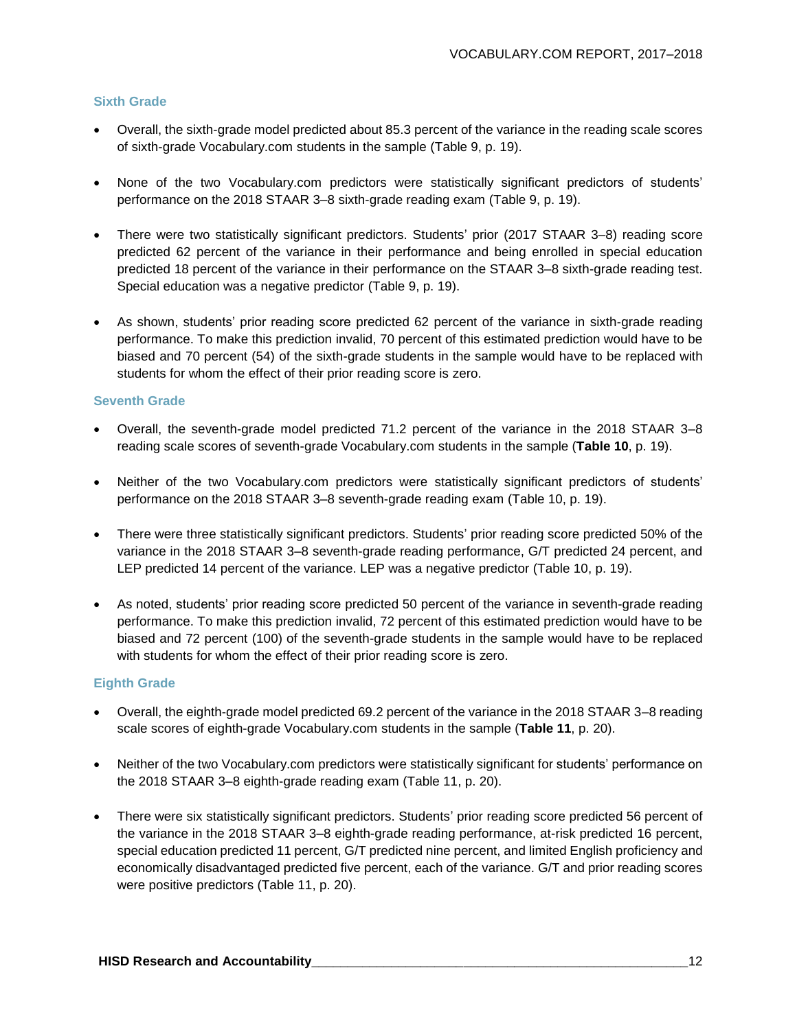### Sixth Grade

- Overall, the sixth-grade model predicted about 85.3 percent of the variance in the reading scale scores of sixth-grade Vocabulary.com students in the sample (Table 9, p. 19).

- None of the two Vocabulary.com predictors were statistically significant predictors of students' performance on the 2018 STAAR 3–8 sixth-grade reading exam (Table 9, p. 19).

- There were two statistically significant predictors. Students' prior (2017 STAAR 3–8) reading score predicted 62 percent of the variance in their performance and being enrolled in special education predicted 18 percent of the variance in their performance on the STAAR 3–8 sixth-grade reading test. Special education was a negative predictor (Table 9, p. 19).

- As shown, students' prior reading score predicted 62 percent of the variance in sixth-grade reading performance. To make this prediction invalid, 70 percent of this estimated prediction would have to be biased and 70 percent (54) of the sixth-grade students in the sample would have to be replaced with students for whom the effect of their prior reading score is zero.

### Seventh Grade

- Overall, the seventh-grade model predicted 71.2 percent of the variance in the 2018 STAAR 3–8 reading scale scores of seventh-grade Vocabulary.com students in the sample (**Table 10**, p. 19).

- Neither of the two Vocabulary.com predictors were statistically significant predictors of students' performance on the 2018 STAAR 3–8 seventh-grade reading exam (Table 10, p. 19).

- There were three statistically significant predictors. Students' prior reading score predicted 50% of the variance in the 2018 STAAR 3–8 seventh-grade reading performance, G/T predicted 24 percent, and LEP predicted 14 percent of the variance. LEP was a negative predictor (Table 10, p. 19).

- As noted, students' prior reading score predicted 50 percent of the variance in seventh-grade reading performance. To make this prediction invalid, 72 percent of this estimated prediction would have to be biased and 72 percent (100) of the seventh-grade students in the sample would have to be replaced with students for whom the effect of their prior reading score is zero.

### Eighth Grade

- Overall, the eighth-grade model predicted 69.2 percent of the variance in the 2018 STAAR 3–8 reading scale scores of eighth-grade Vocabulary.com students in the sample (**Table 11**, p. 20).

- Neither of the two Vocabulary.com predictors were statistically significant for students' performance on the 2018 STAAR 3–8 eighth-grade reading exam (Table 11, p. 20).

- There were six statistically significant predictors. Students' prior reading score predicted 56 percent of the variance in the 2018 STAAR 3–8 eighth-grade reading performance, at-risk predicted 16 percent, special education predicted 11 percent, G/T predicted nine percent, and limited English proficiency and economically disadvantaged predicted five percent, each of the variance. G/T and prior reading scores were positive predictors (Table 11, p. 20).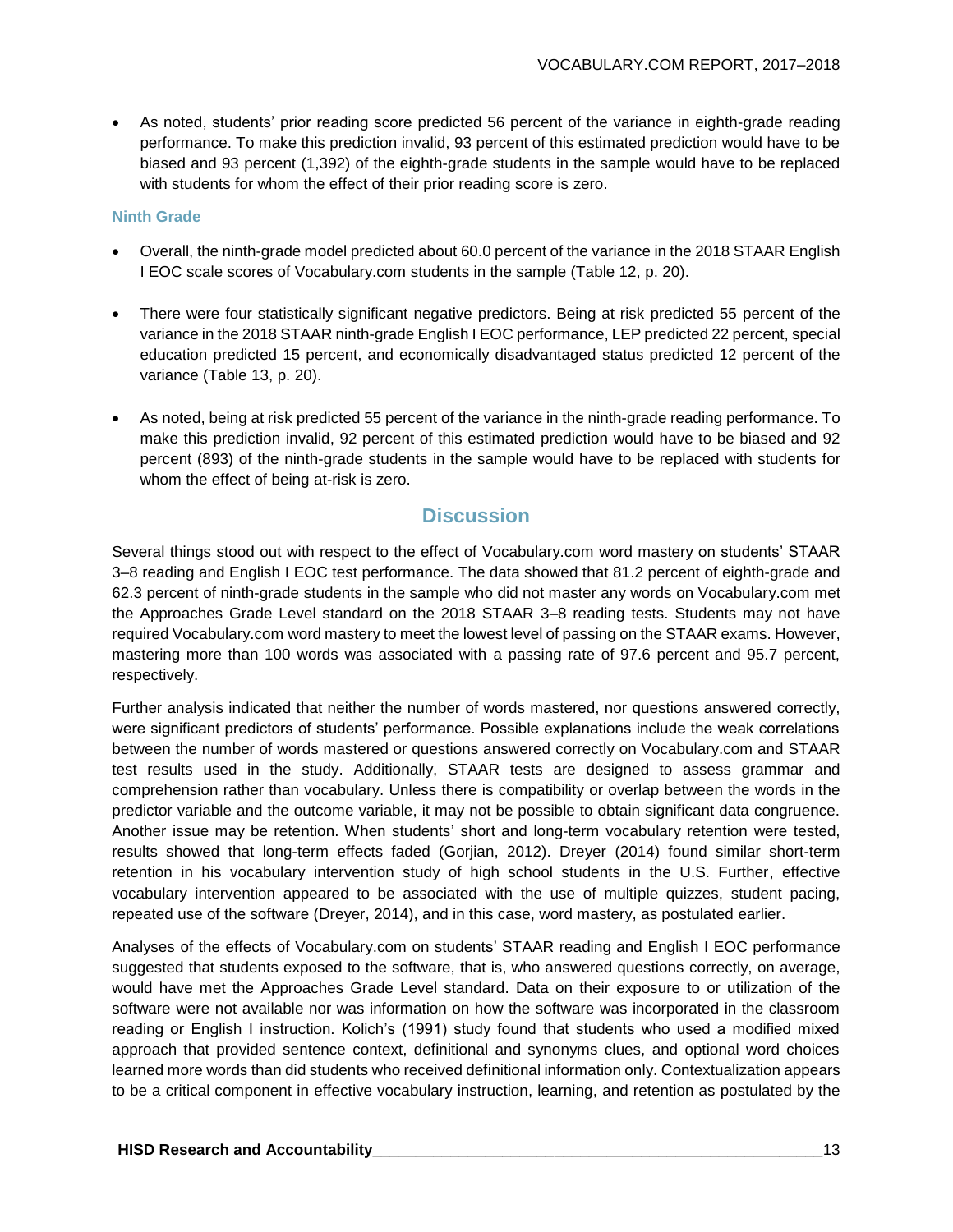- As noted, students' prior reading score predicted 56 percent of the variance in eighth-grade reading performance. To make this prediction invalid, 93 percent of this estimated prediction would have to be biased and 93 percent (1,392) of the eighth-grade students in the sample would have to be replaced with students for whom the effect of their prior reading score is zero.

#### Ninth Grade

- Overall, the ninth-grade model predicted about 60.0 percent of the variance in the 2018 STAAR English I EOC scale scores of Vocabulary.com students in the sample (Table 12, p. 20).

- There were four statistically significant negative predictors. Being at risk predicted 55 percent of the variance in the 2018 STAAR ninth-grade English I EOC performance, LEP predicted 22 percent, special education predicted 15 percent, and economically disadvantaged status predicted 12 percent of the variance (Table 13, p. 20).

- As noted, being at risk predicted 55 percent of the variance in the ninth-grade reading performance. To make this prediction invalid, 92 percent of this estimated prediction would have to be biased and 92 percent (893) of the ninth-grade students in the sample would have to be replaced with students for whom the effect of being at-risk is zero.

## Discussion

Several things stood out with respect to the effect of Vocabulary.com word mastery on students' STAAR 3–8 reading and English I EOC test performance. The data showed that 81.2 percent of eighth-grade and 62.3 percent of ninth-grade students in the sample who did not master any words on Vocabulary.com met the Approaches Grade Level standard on the 2018 STAAR 3–8 reading tests. Students may not have required Vocabulary.com word mastery to meet the lowest level of passing on the STAAR exams. However, mastering more than 100 words was associated with a passing rate of 97.6 percent and 95.7 percent, respectively.

Further analysis indicated that neither the number of words mastered, nor questions answered correctly, were significant predictors of students' performance. Possible explanations include the weak correlations between the number of words mastered or questions answered correctly on Vocabulary.com and STAAR test results used in the study. Additionally, STAAR tests are designed to assess grammar and comprehension rather than vocabulary. Unless there is compatibility or overlap between the words in the predictor variable and the outcome variable, it may not be possible to obtain significant data congruence. Another issue may be retention. When students' short and long-term vocabulary retention were tested, results showed that long-term effects faded (Gorjian, 2012). Dreyer (2014) found similar short-term retention in his vocabulary intervention study of high school students in the U.S. Further, effective vocabulary intervention appeared to be associated with the use of multiple quizzes, student pacing, repeated use of the software (Dreyer, 2014), and in this case, word mastery, as postulated earlier.

Analyses of the effects of Vocabulary.com on students' STAAR reading and English I EOC performance suggested that students exposed to the software, that is, who answered questions correctly, on average, would have met the Approaches Grade Level standard. Data on their exposure to or utilization of the software were not available nor was information on how the software was incorporated in the classroom reading or English I instruction. Kolich's (1991) study found that students who used a modified mixed approach that provided sentence context, definitional and synonyms clues, and optional word choices learned more words than did students who received definitional information only. Contextualization appears to be a critical component in effective vocabulary instruction, learning, and retention as postulated by the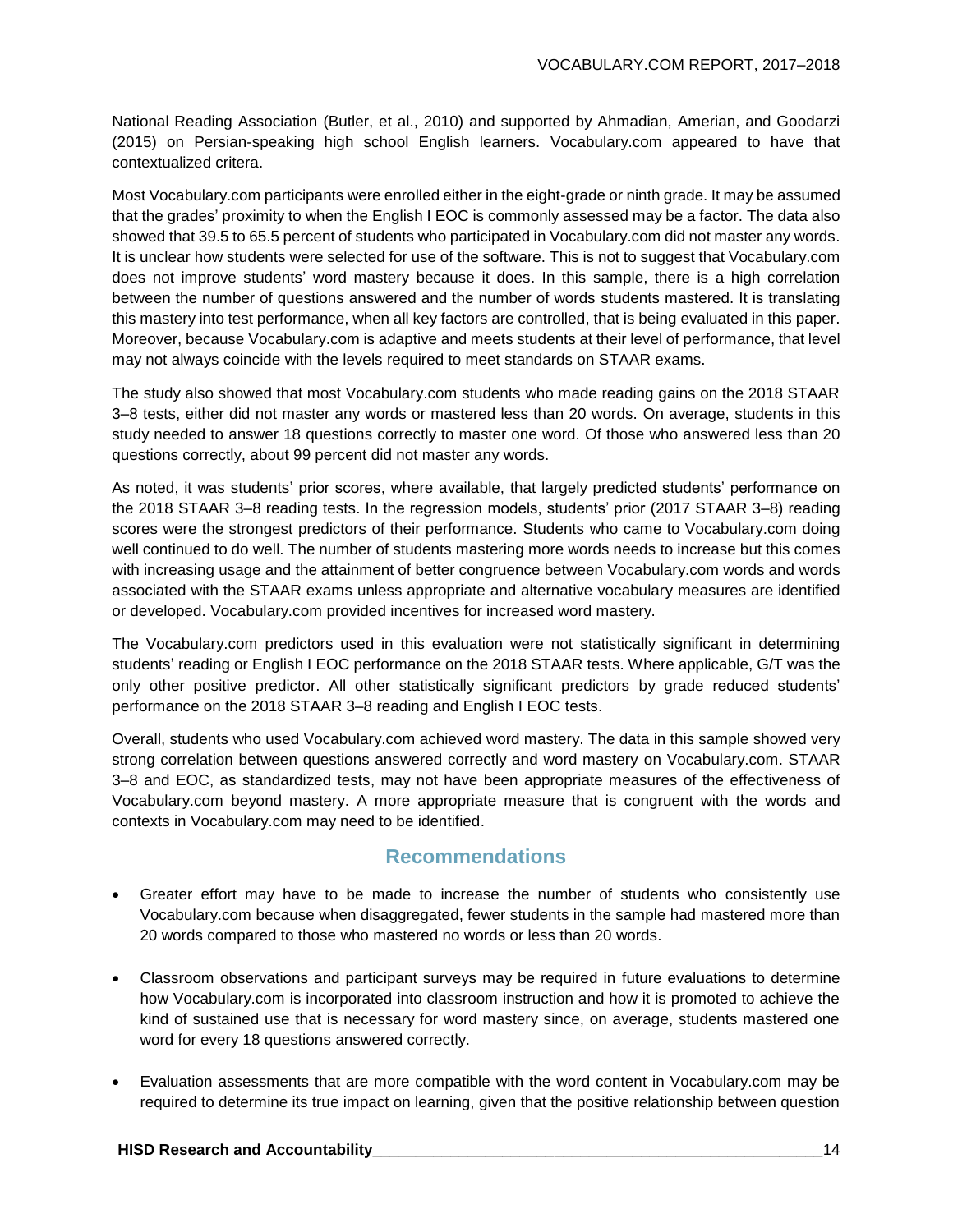National Reading Association (Butler, et al., 2010) and supported by Ahmadian, Amerian, and Goodarzi (2015) on Persian-speaking high school English learners. Vocabulary.com appeared to have that contextualized criteria.

Most Vocabulary.com participants were enrolled either in the eight-grade or ninth grade. It may be assumed that the grades' proximity to when the English I EOC is commonly assessed may be a factor. The data also showed that 39.5 to 65.5 percent of students who participated in Vocabulary.com did not master any words. It is unclear how students were selected for use of the software. This is not to suggest that Vocabulary.com does not improve students' word mastery because it does. In this sample, there is a high correlation between the number of questions answered and the number of words students mastered. It is translating this mastery into test performance, when all key factors are controlled, that is being evaluated in this paper. Moreover, because Vocabulary.com is adaptive and meets students at their level of performance, that level may not always coincide with the levels required to meet standards on STAAR exams.

The study also showed that most Vocabulary.com students who made reading gains on the 2018 STAAR 3–8 tests, either did not master any words or mastered less than 20 words. On average, students in this study needed to answer 18 questions correctly to master one word. Of those who answered less than 20 questions correctly, about 99 percent did not master any words.

As noted, it was students' prior scores, where available, that largely predicted students' performance on the 2018 STAAR 3–8 reading tests. In the regression models, students' prior (2017 STAAR 3–8) reading scores were the strongest predictors of their performance. Students who came to Vocabulary.com doing well continued to do well. The number of students mastering more words needs to increase but this comes with increasing usage and the attainment of better congruence between Vocabulary.com words and words associated with the STAAR exams unless appropriate and alternative vocabulary measures are identified or developed. Vocabulary.com provided incentives for increased word mastery.

The Vocabulary.com predictors used in this evaluation were not statistically significant in determining students' reading or English I EOC performance on the 2018 STAAR tests. Where applicable, G/T was the only other positive predictor. All other statistically significant predictors by grade reduced students' performance on the 2018 STAAR 3–8 reading and English I EOC tests.

Overall, students who used Vocabulary.com achieved word mastery. The data in this sample showed very strong correlation between questions answered correctly and word mastery on Vocabulary.com. STAAR 3–8 and EOC, as standardized tests, may not have been appropriate measures of the effectiveness of Vocabulary.com beyond mastery. A more appropriate measure that is congruent with the words and contexts in Vocabulary.com may need to be identified.

## Recommendations

- Greater effort may have to be made to increase the number of students who consistently use Vocabulary.com because when disaggregated, fewer students in the sample had mastered more than 20 words compared to those who mastered no words or less than 20 words.

- Classroom observations and participant surveys may be required in future evaluations to determine how Vocabulary.com is incorporated into classroom instruction and how it is promoted to achieve the kind of sustained use that is necessary for word mastery since, on average, students mastered one word for every 18 questions answered correctly.

- Evaluation assessments that are more compatible with the word content in Vocabulary.com may be required to determine its true impact on learning, given that the positive relationship between question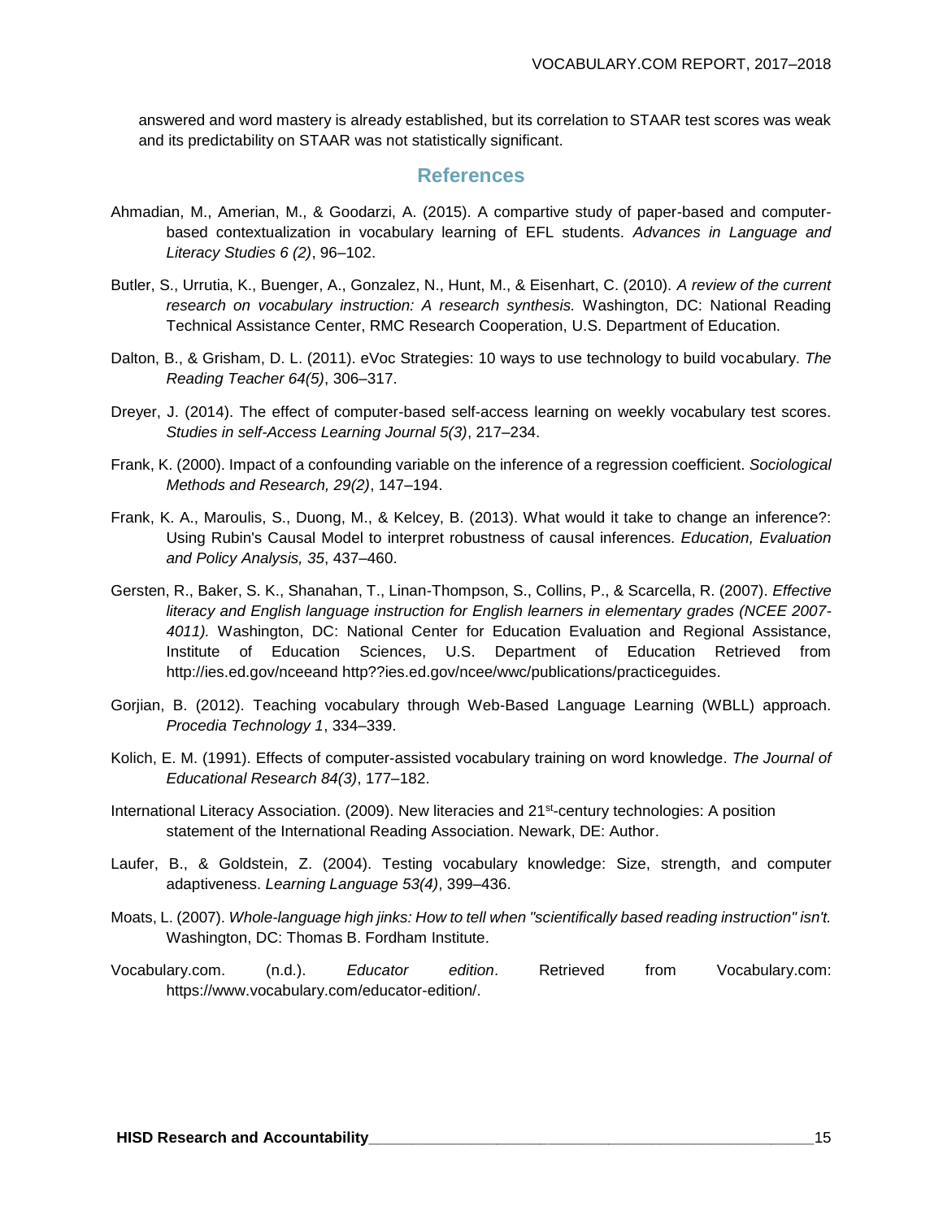answered and word mastery is already established, but its correlation to STAAR test scores was weak and its predictability on STAAR was not statistically significant.

## References

Ahmadian, M., Amerian, M., & Goodarzi, A. (2015). A compartive study of paper-based and computer-based contextualization in vocabulary learning of EFL students. *Advances in Language and Literacy Studies 6 (2)*, 96–102.

Butler, S., Urrutia, K., Buenger, A., Gonzalez, N., Hunt, M., & Eisenhart, C. (2010). *A review of the current research on vocabulary instruction: A research synthesis.* Washington, DC: National Reading Technical Assistance Center, RMC Research Cooperation, U.S. Department of Education.

Dalton, B., & Grisham, D. L. (2011). eVoc Strategies: 10 ways to use technology to build vocabulary. *The Reading Teacher 64(5)*, 306–317.

Dreyer, J. (2014). The effect of computer-based self-access learning on weekly vocabulary test scores. *Studies in self-Access Learning Journal 5(3)*, 217–234.

Frank, K. (2000). Impact of a confounding variable on the inference of a regression coefficient. *Sociological Methods and Research, 29(2)*, 147–194.

Frank, K. A., Maroulis, S., Duong, M., & Kelcey, B. (2013). What would it take to change an inference?: Using Rubin's Causal Model to interpret robustness of causal inferences. *Education, Evaluation and Policy Analysis, 35*, 437–460.

Gersten, R., Baker, S. K., Shanahan, T., Linan-Thompson, S., Collins, P., & Scarcella, R. (2007). *Effective literacy and English language instruction for English learners in elementary grades (NCEE 2007-4011).* Washington, DC: National Center for Education Evaluation and Regional Assistance, Institute of Education Sciences, U.S. Department of Education Retrieved from http://ies.ed.gov/nceeand http??ies.ed.gov/ncee/wwc/publications/practiceguides.

Gorjian, B. (2012). Teaching vocabulary through Web-Based Language Learning (WBLL) approach. *Procedia Technology 1*, 334–339.

Kolich, E. M. (1991). Effects of computer-assisted vocabulary training on word knowledge. *The Journal of Educational Research 84(3)*, 177–182.

International Literacy Association. (2009). New literacies and 21st-century technologies: A position statement of the International Reading Association. Newark, DE: Author.

Laufer, B., & Goldstein, Z. (2004). Testing vocabulary knowledge: Size, strength, and computer adaptiveness. *Learning Language 53(4)*, 399–436.

Moats, L. (2007). *Whole-language high jinks: How to tell when "scientifically based reading instruction" isn't.* Washington, DC: Thomas B. Fordham Institute.

Vocabulary.com. (n.d.). *Educator edition*. Retrieved from Vocabulary.com: https://www.vocabulary.com/educator-edition/.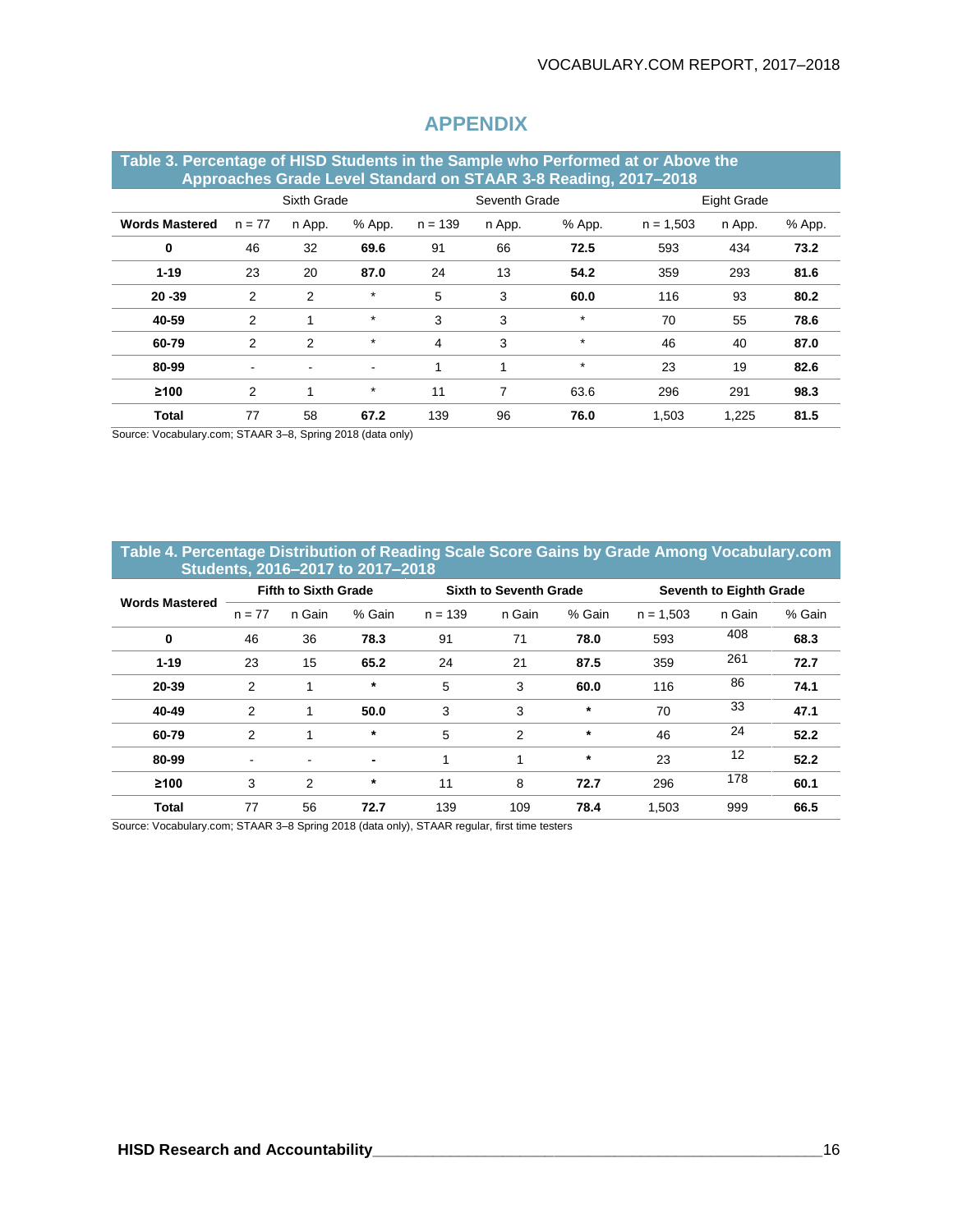## APPENDIX

**Table 3. Percentage of HISD Students in the Sample who Performed at or Above the Approaches Grade Level Standard on STAAR 3-8 Reading, 2017–2018**

| | Sixth Grade | | | Seventh Grade | | | Eight Grade | | |
|---|---|---|---|---|---|---|---|---|---|
| **Words Mastered** | n = 77 | n App. | % App. | n = 139 | n App. | % App. | n = 1,503 | n App. | % App. |
| **0** | 46 | 32 | **69.6** | 91 | 66 | **72.5** | 593 | 434 | **73.2** |
| **1-19** | 23 | 20 | **87.0** | 24 | 13 | **54.2** | 359 | 293 | **81.6** |
| **20 -39** | 2 | 2 | * | 5 | 3 | **60.0** | 116 | 93 | **80.2** |
| **40-59** | 2 | 1 | * | 3 | 3 | * | 70 | 55 | **78.6** |
| **60-79** | 2 | 2 | * | 4 | 3 | * | 46 | 40 | **87.0** |
| **80-99** | - | - | - | 1 | 1 | * | 23 | 19 | **82.6** |
| **≥100** | 2 | 1 | * | 11 | 7 | 63.6 | 296 | 291 | **98.3** |
| **Total** | 77 | 58 | **67.2** | 139 | 96 | **76.0** | 1,503 | 1,225 | **81.5** |

Source: Vocabulary.com; STAAR 3–8, Spring 2018 (data only)

**Table 4. Percentage Distribution of Reading Scale Score Gains by Grade Among Vocabulary.com Students, 2016–2017 to 2017–2018**

| **Words Mastered** | **Fifth to Sixth Grade** | | | **Sixth to Seventh Grade** | | | **Seventh to Eighth Grade** | | |
|---|---|---|---|---|---|---|---|---|---|
| | n = 77 | n Gain | % Gain | n = 139 | n Gain | % Gain | n = 1,503 | n Gain | % Gain |
| **0** | 46 | 36 | **78.3** | 91 | 71 | **78.0** | 593 | 408 | **68.3** |
| **1-19** | 23 | 15 | **65.2** | 24 | 21 | **87.5** | 359 | 261 | **72.7** |
| **20-39** | 2 | 1 | * | 5 | 3 | **60.0** | 116 | 86 | **74.1** |
| **40-49** | 2 | 1 | **50.0** | 3 | 3 | * | 70 | 33 | **47.1** |
| **60-79** | 2 | 1 | * | 5 | 2 | * | 46 | 24 | **52.2** |
| **80-99** | - | - | - | 1 | 1 | * | 23 | 12 | **52.2** |
| **≥100** | 3 | 2 | * | 11 | 8 | **72.7** | 296 | 178 | **60.1** |
| **Total** | 77 | 56 | **72.7** | 139 | 109 | **78.4** | 1,503 | 999 | **66.5** |

Source: Vocabulary.com; STAAR 3–8 Spring 2018 (data only), STAAR regular, first time testers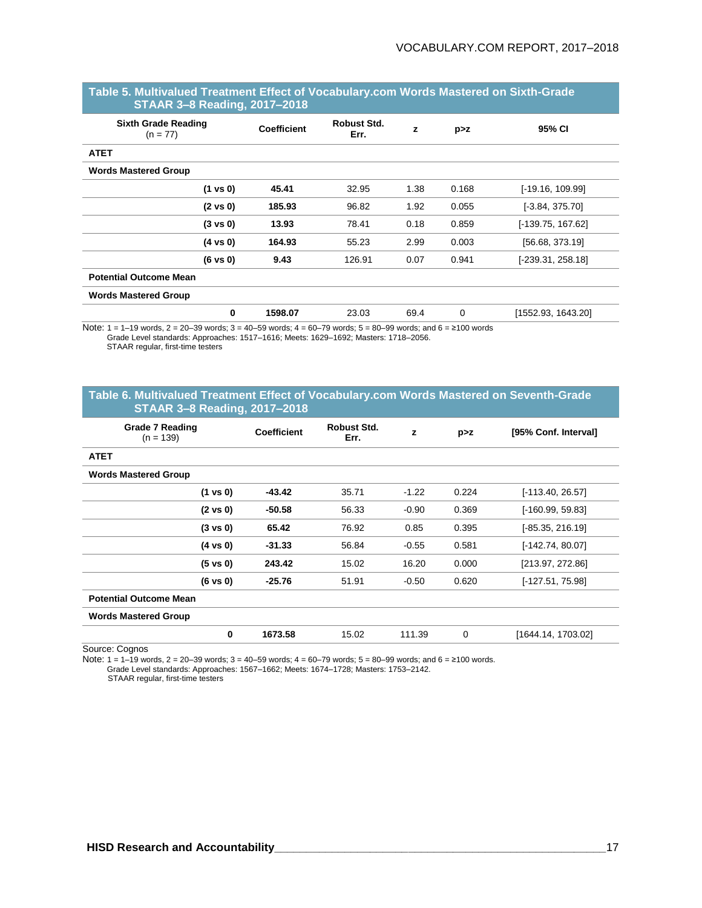**Table 5. Multivalued Treatment Effect of Vocabulary.com Words Mastered on Sixth-Grade STAAR 3–8 Reading, 2017–2018**

| Sixth Grade Reading (n = 77) | Coefficient | Robust Std. Err. | z | p>z | 95% CI |
|---|---|---|---|---|---|
| **ATET** | | | | | |
| **Words Mastered Group** | | | | | |
| **(1 vs 0)** | **45.41** | 32.95 | 1.38 | 0.168 | [-19.16, 109.99] |
| **(2 vs 0)** | **185.93** | 96.82 | 1.92 | 0.055 | [-3.84, 375.70] |
| **(3 vs 0)** | **13.93** | 78.41 | 0.18 | 0.859 | [-139.75, 167.62] |
| **(4 vs 0)** | **164.93** | 55.23 | 2.99 | 0.003 | [56.68, 373.19] |
| **(6 vs 0)** | **9.43** | 126.91 | 0.07 | 0.941 | [-239.31, 258.18] |
| **Potential Outcome Mean** | | | | | |
| **Words Mastered Group** | | | | | |
| **0** | **1598.07** | 23.03 | 69.4 | 0 | [1552.93, 1643.20] |

Note: 1 = 1–19 words, 2 = 20–39 words; 3 = 40–59 words; 4 = 60–79 words; 5 = 80–99 words; and 6 = ≥100 words
Grade Level standards: Approaches: 1517–1616; Meets: 1629–1692; Masters: 1718–2056.
STAAR regular, first-time testers

**Table 6. Multivalued Treatment Effect of Vocabulary.com Words Mastered on Seventh-Grade STAAR 3–8 Reading, 2017–2018**

| Grade 7 Reading (n = 139) | Coefficient | Robust Std. Err. | z | p>z | [95% Conf. Interval] |
|---|---|---|---|---|---|
| **ATET** | | | | | |
| **Words Mastered Group** | | | | | |
| **(1 vs 0)** | **-43.42** | 35.71 | -1.22 | 0.224 | [-113.40, 26.57] |
| **(2 vs 0)** | **-50.58** | 56.33 | -0.90 | 0.369 | [-160.99, 59.83] |
| **(3 vs 0)** | **65.42** | 76.92 | 0.85 | 0.395 | [-85.35, 216.19] |
| **(4 vs 0)** | **-31.33** | 56.84 | -0.55 | 0.581 | [-142.74, 80.07] |
| **(5 vs 0)** | **243.42** | 15.02 | 16.20 | 0.000 | [213.97, 272.86] |
| **(6 vs 0)** | **-25.76** | 51.91 | -0.50 | 0.620 | [-127.51, 75.98] |
| **Potential Outcome Mean** | | | | | |
| **Words Mastered Group** | | | | | |
| **0** | **1673.58** | 15.02 | 111.39 | 0 | [1644.14, 1703.02] |

Source: Cognos
Note: 1 = 1–19 words, 2 = 20–39 words; 3 = 40–59 words; 4 = 60–79 words; 5 = 80–99 words; and 6 = ≥100 words.
Grade Level standards: Approaches: 1567–1662; Meets: 1674–1728; Masters: 1753–2142.
STAAR regular, first-time testers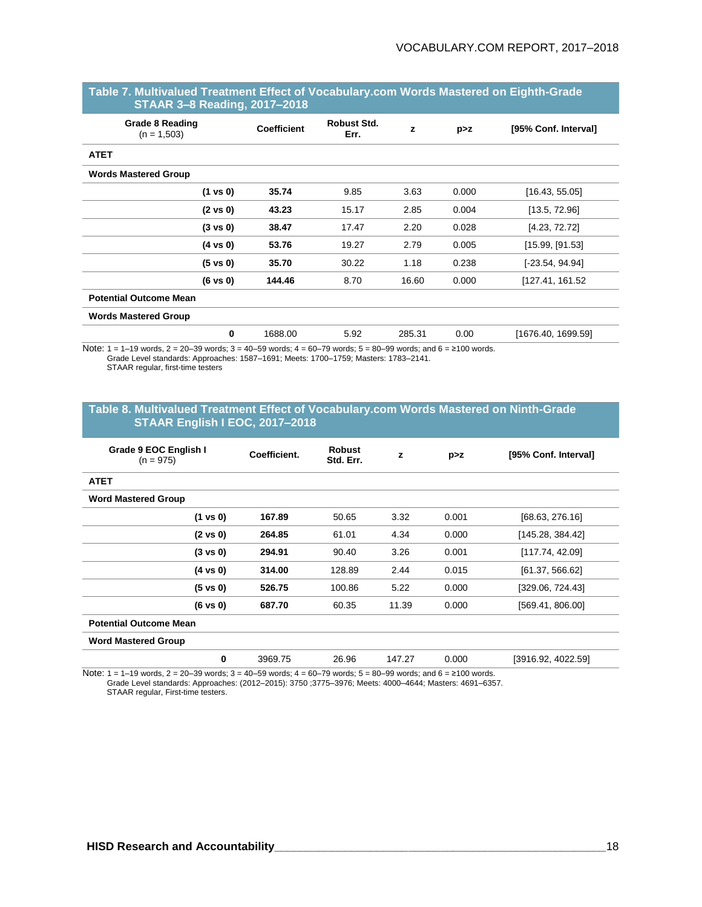**Table 7. Multivalued Treatment Effect of Vocabulary.com Words Mastered on Eighth-Grade STAAR 3–8 Reading, 2017–2018**

| Grade 8 Reading (n = 1,503) | Coefficient | Robust Std. Err. | z | p>z | [95% Conf. Interval] |
|---|---|---|---|---|---|
| **ATET** | | | | | |
| **Words Mastered Group** | | | | | |
| **(1 vs 0)** | **35.74** | 9.85 | 3.63 | 0.000 | [16.43, 55.05] |
| **(2 vs 0)** | **43.23** | 15.17 | 2.85 | 0.004 | [13.5, 72.96] |
| **(3 vs 0)** | **38.47** | 17.47 | 2.20 | 0.028 | [4.23, 72.72] |
| **(4 vs 0)** | **53.76** | 19.27 | 2.79 | 0.005 | [15.99, [91.53] |
| **(5 vs 0)** | **35.70** | 30.22 | 1.18 | 0.238 | [-23.54, 94.94] |
| **(6 vs 0)** | **144.46** | 8.70 | 16.60 | 0.000 | [127.41, 161.52 |
| **Potential Outcome Mean** | | | | | |
| **Words Mastered Group** | | | | | |
| **0** | 1688.00 | 5.92 | 285.31 | 0.00 | [1676.40, 1699.59] |

Note: 1 = 1–19 words, 2 = 20–39 words; 3 = 40–59 words; 4 = 60–79 words; 5 = 80–99 words; and 6 = ≥100 words.
Grade Level standards: Approaches: 1587–1691; Meets: 1700–1759; Masters: 1783–2141.
STAAR regular, first-time testers

**Table 8. Multivalued Treatment Effect of Vocabulary.com Words Mastered on Ninth-Grade STAAR English I EOC, 2017–2018**

| Grade 9 EOC English I (n = 975) | Coefficient. | Robust Std. Err. | z | p>z | [95% Conf. Interval] |
|---|---|---|---|---|---|
| **ATET** | | | | | |
| **Word Mastered Group** | | | | | |
| **(1 vs 0)** | **167.89** | 50.65 | 3.32 | 0.001 | [68.63, 276.16] |
| **(2 vs 0)** | **264.85** | 61.01 | 4.34 | 0.000 | [145.28, 384.42] |
| **(3 vs 0)** | **294.91** | 90.40 | 3.26 | 0.001 | [117.74, 42.09] |
| **(4 vs 0)** | **314.00** | 128.89 | 2.44 | 0.015 | [61.37, 566.62] |
| **(5 vs 0)** | **526.75** | 100.86 | 5.22 | 0.000 | [329.06, 724.43] |
| **(6 vs 0)** | **687.70** | 60.35 | 11.39 | 0.000 | [569.41, 806.00] |
| **Potential Outcome Mean** | | | | | |
| **Word Mastered Group** | | | | | |
| **0** | 3969.75 | 26.96 | 147.27 | 0.000 | [3916.92, 4022.59] |

Note: 1 = 1–19 words, 2 = 20–39 words; 3 = 40–59 words; 4 = 60–79 words; 5 = 80–99 words; and 6 = ≥100 words.
Grade Level standards: Approaches: (2012–2015): 3750 ;3775–3976; Meets: 4000–4644; Masters: 4691–6357.
STAAR regular, First-time testers.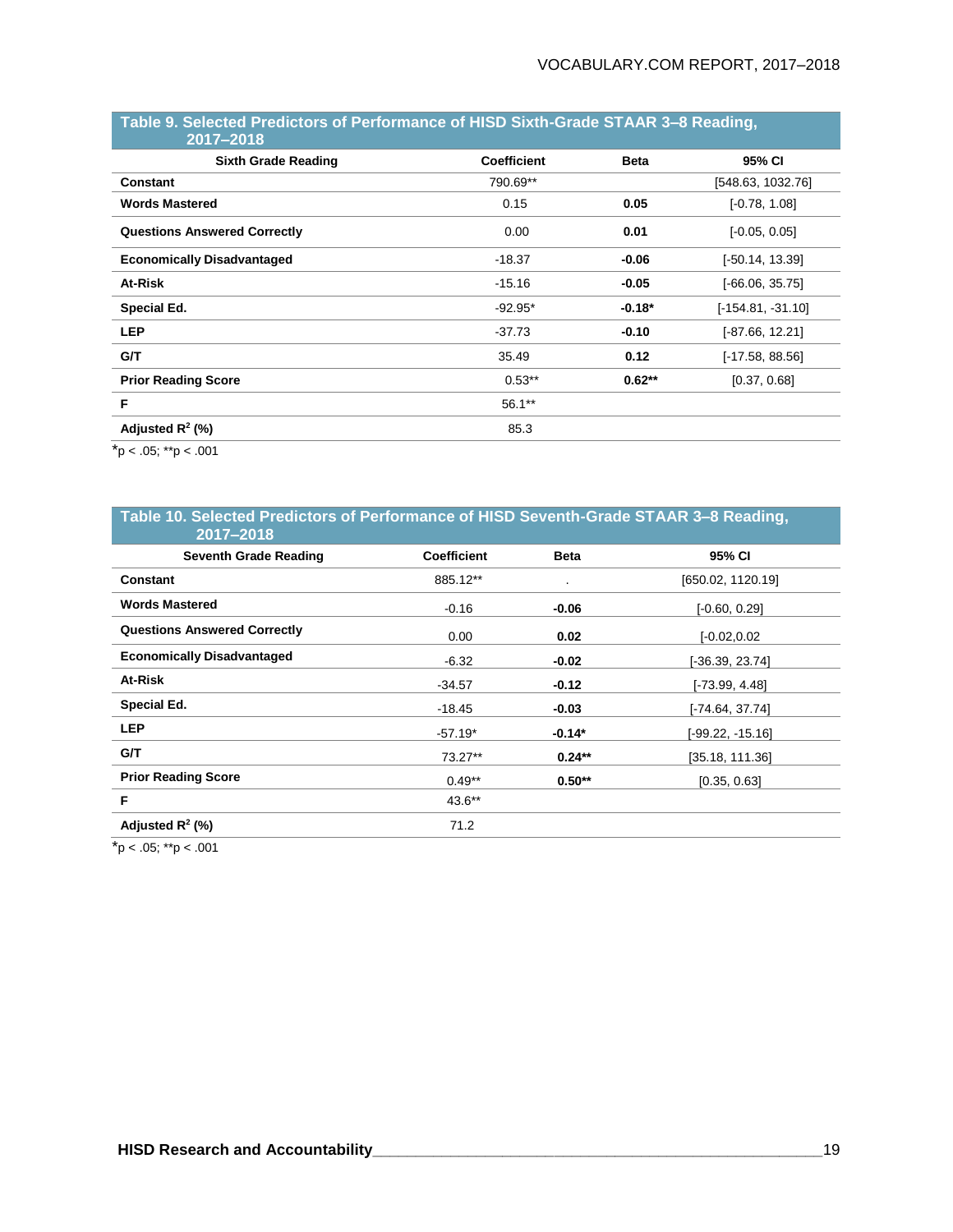**Table 9. Selected Predictors of Performance of HISD Sixth-Grade STAAR 3–8 Reading, 2017–2018**

| Sixth Grade Reading | Coefficient | Beta | 95% CI |
|---|---|---|---|
| **Constant** | 790.69** | | [548.63, 1032.76] |
| **Words Mastered** | 0.15 | **0.05** | [-0.78, 1.08] |
| **Questions Answered Correctly** | 0.00 | **0.01** | [-0.05, 0.05] |
| **Economically Disadvantaged** | -18.37 | **-0.06** | [-50.14, 13.39] |
| **At-Risk** | -15.16 | **-0.05** | [-66.06, 35.75] |
| **Special Ed.** | -92.95* | **-0.18*** | [-154.81, -31.10] |
| **LEP** | -37.73 | **-0.10** | [-87.66, 12.21] |
| **G/T** | 35.49 | **0.12** | [-17.58, 88.56] |
| **Prior Reading Score** | 0.53** | **0.62**** | [0.37, 0.68] |
| **F** | 56.1** | | |
| **Adjusted $R^2$ (%)** | 85.3 | | |

*p < .05; **p < .001

**Table 10. Selected Predictors of Performance of HISD Seventh-Grade STAAR 3–8 Reading, 2017–2018**

| Seventh Grade Reading | Coefficient | Beta | 95% CI |
|---|---|---|---|
| **Constant** | 885.12** | . | [650.02, 1120.19] |
| **Words Mastered** | -0.16 | **-0.06** | [-0.60, 0.29] |
| **Questions Answered Correctly** | 0.00 | **0.02** | [-0.02,0.02 |
| **Economically Disadvantaged** | -6.32 | **-0.02** | [-36.39, 23.74] |
| **At-Risk** | -34.57 | **-0.12** | [-73.99, 4.48] |
| **Special Ed.** | -18.45 | **-0.03** | [-74.64, 37.74] |
| **LEP** | -57.19* | **-0.14*** | [-99.22, -15.16] |
| **G/T** | 73.27** | **0.24**** | [35.18, 111.36] |
| **Prior Reading Score** | 0.49** | **0.50**** | [0.35, 0.63] |
| **F** | 43.6** | | |
| **Adjusted $R^2$ (%)** | 71.2 | | |

*p < .05; **p < .001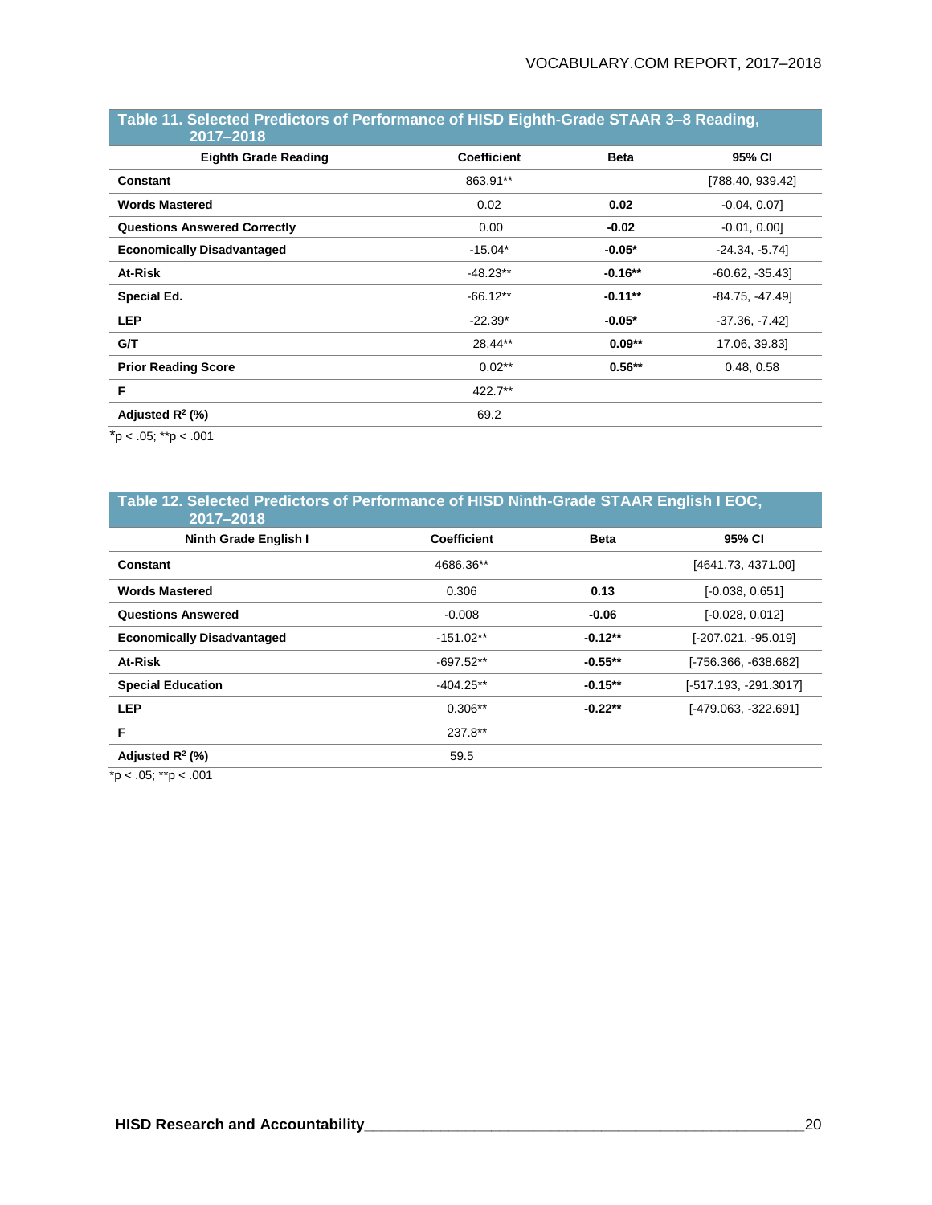**Table 11. Selected Predictors of Performance of HISD Eighth-Grade STAAR 3–8 Reading, 2017–2018**

| Eighth Grade Reading | Coefficient | Beta | 95% CI |
|---|---|---|---|
| **Constant** | 863.91** | | [788.40, 939.42] |
| **Words Mastered** | 0.02 | **0.02** | -0.04, 0.07] |
| **Questions Answered Correctly** | 0.00 | **-0.02** | -0.01, 0.00] |
| **Economically Disadvantaged** | -15.04* | **-0.05*** | -24.34, -5.74] |
| **At-Risk** | -48.23** | **-0.16**** | -60.62, -35.43] |
| **Special Ed.** | -66.12** | **-0.11**** | -84.75, -47.49] |
| **LEP** | -22.39* | **-0.05*** | -37.36, -7.42] |
| **G/T** | 28.44** | **0.09**** | 17.06, 39.83] |
| **Prior Reading Score** | 0.02** | **0.56**** | 0.48, 0.58 |
| **F** | 422.7** | | |
| **Adjusted $R^2$ (%)** | 69.2 | | |

*p < .05; **p < .001

**Table 12. Selected Predictors of Performance of HISD Ninth-Grade STAAR English I EOC, 2017–2018**

| Ninth Grade English I | Coefficient | Beta | 95% CI |
|---|---|---|---|
| **Constant** | 4686.36** | | [4641.73, 4371.00] |
| **Words Mastered** | 0.306 | **0.13** | [-0.038, 0.651] |
| **Questions Answered** | -0.008 | **-0.06** | [-0.028, 0.012] |
| **Economically Disadvantaged** | -151.02** | **-0.12**** | [-207.021, -95.019] |
| **At-Risk** | -697.52** | **-0.55**** | [-756.366, -638.682] |
| **Special Education** | -404.25** | **-0.15**** | [-517.193, -291.3017] |
| **LEP** | 0.306** | **-0.22**** | [-479.063, -322.691] |
| **F** | 237.8** | | |
| **Adjusted $R^2$ (%)** | 59.5 | | |

*p < .05; **p < .001